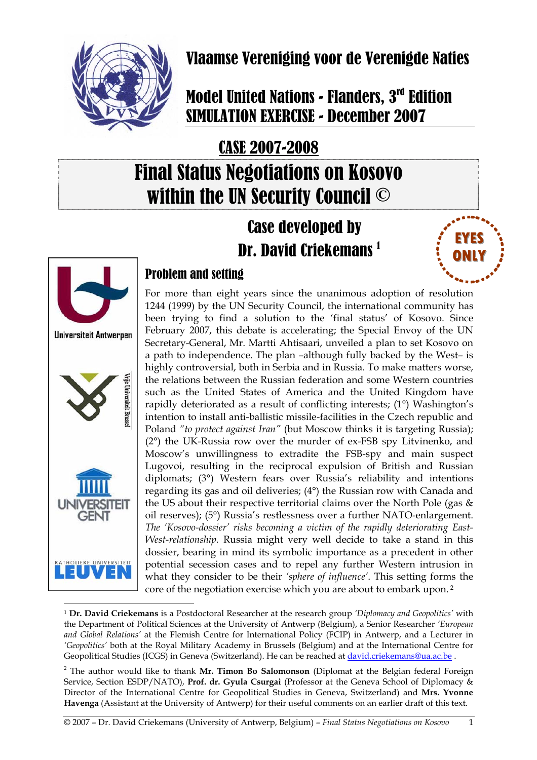# Vlaamse Vereniging voor de Verenigde Naties

## Model United Nations - Flanders, 3rd Edition
## SIMULATION EXERCISE - December 2007

## CASE 2007-2008

# Final Status Negotiations on Kosovo within the UN Security Council ©

## Case developed by Dr. David Criekemans [1]

EYES ONLY

Universiteit Antwerpen

Vrije Universiteit Brussel

UNIVERSITEIT GENT

KATHOLIEKE UNIVERSITEIT LEUVEN

### Problem and setting

For more than eight years since the unanimous adoption of resolution 1244 (1999) by the UN Security Council, the international community has been trying to find a solution to the 'final status' of Kosovo. Since February 2007, this debate is accelerating; the Special Envoy of the UN Secretary-General, Mr. Martti Ahtisaari, unveiled a plan to set Kosovo on a path to independence. The plan –although fully backed by the West– is highly controversial, both in Serbia and in Russia. To make matters worse, the relations between the Russian federation and some Western countries such as the United States of America and the United Kingdom have rapidly deteriorated as a result of conflicting interests; (1°) Washington's intention to install anti-ballistic missile-facilities in the Czech republic and Poland *"to protect against Iran"* (but Moscow thinks it is targeting Russia); (2°) the UK-Russia row over the murder of ex-FSB spy Litvinenko, and Moscow's unwillingness to extradite the FSB-spy and main suspect Lugovoi, resulting in the reciprocal expulsion of British and Russian diplomats; (3°) Western fears over Russia's reliability and intentions regarding its gas and oil deliveries; (4°) the Russian row with Canada and the US about their respective territorial claims over the North Pole (gas & oil reserves); (5°) Russia's restlessness over a further NATO-enlargement. *The 'Kosovo-dossier' risks becoming a victim of the rapidly deteriorating East-West-relationship.* Russia might very well decide to take a stand in this dossier, bearing in mind its symbolic importance as a precedent in other potential secession cases and to repel any further Western intrusion in what they consider to be their *'sphere of influence'*. This setting forms the core of the negotiation exercise which you are about to embark upon. [2]

---

[1] **Dr. David Criekemans** is a Postdoctoral Researcher at the research group *'Diplomacy and Geopolitics'* with the Department of Political Sciences at the University of Antwerp (Belgium), a Senior Researcher *'European and Global Relations'* at the Flemish Centre for International Policy (FCIP) in Antwerp, and a Lecturer in *'Geopolitics'* both at the Royal Military Academy in Brussels (Belgium) and at the International Centre for Geopolitical Studies (ICGS) in Geneva (Switzerland). He can be reached at david.criekemans@ua.ac.be .

[2] The author would like to thank **Mr. Timon Bo Salomonson** (Diplomat at the Belgian federal Foreign Service, Section ESDP/NATO), **Prof. dr. Gyula Csurgai** (Professor at the Geneva School of Diplomacy & Director of the International Centre for Geopolitical Studies in Geneva, Switzerland) and **Mrs. Yvonne Havenga** (Assistant at the University of Antwerp) for their useful comments on an earlier draft of this text.

© 2007 – Dr. David Criekemans (University of Antwerp, Belgium) – *Final Status Negotiations on Kosovo*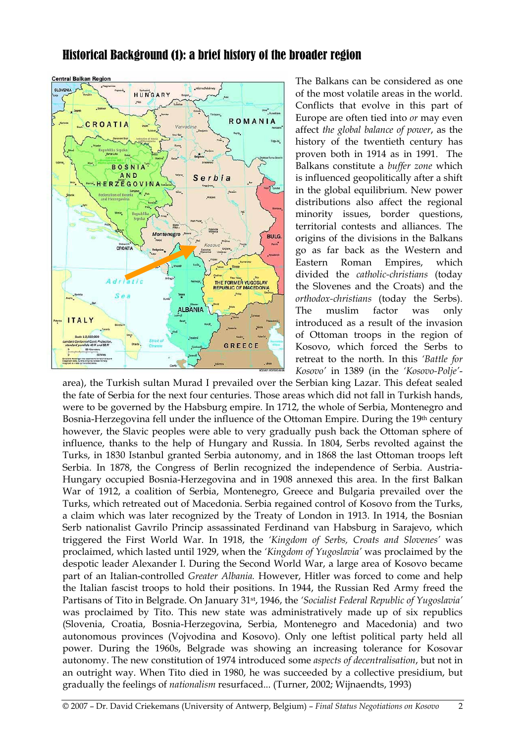## Historical Background (1): a brief history of the broader region

The Balkans can be considered as one of the most volatile areas in the world. Conflicts that evolve in this part of Europe are often tied into *or* may even affect *the global balance of power*, as the history of the twentieth century has proven both in 1914 as in 1991. The Balkans constitute a *buffer zone* which is influenced geopolitically after a shift in the global equilibrium. New power distributions also affect the regional minority issues, border questions, territorial contests and alliances. The origins of the divisions in the Balkans go as far back as the Western and Eastern Roman Empires, which divided the *catholic-christians* (today the Slovenes and the Croats) and the *orthodox-christians* (today the Serbs). The muslim factor was only introduced as a result of the invasion of Ottoman troops in the region of Kosovo, which forced the Serbs to retreat to the north. In this *'Battle for Kosovo'* in 1389 (in the *'Kosovo-Polje'*-area), the Turkish sultan Murad I prevailed over the Serbian king Lazar. This defeat sealed the fate of Serbia for the next four centuries. Those areas which did not fall in Turkish hands, were to be governed by the Habsburg empire. In 1712, the whole of Serbia, Montenegro and Bosnia-Herzegovina fell under the influence of the Ottoman Empire. During the 19th century however, the Slavic peoples were able to very gradually push back the Ottoman sphere of influence, thanks to the help of Hungary and Russia. In 1804, Serbs revolted against the Turks, in 1830 Istanbul granted Serbia autonomy, and in 1868 the last Ottoman troops left Serbia. In 1878, the Congress of Berlin recognized the independence of Serbia. Austria-Hungary occupied Bosnia-Herzegovina and in 1908 annexed this area. In the first Balkan War of 1912, a coalition of Serbia, Montenegro, Greece and Bulgaria prevailed over the Turks, which retreated out of Macedonia. Serbia regained control of Kosovo from the Turks, a claim which was later recognized by the Treaty of London in 1913. In 1914, the Bosnian Serb nationalist Gavrilo Princip assassinated Ferdinand van Habsburg in Sarajevo, which triggered the First World War. In 1918, the *'Kingdom of Serbs, Croats and Slovenes'* was proclaimed, which lasted until 1929, when the *'Kingdom of Yugoslavia'* was proclaimed by the despotic leader Alexander I. During the Second World War, a large area of Kosovo became part of an Italian-controlled *Greater Albania.* However, Hitler was forced to come and help the Italian fascist troops to hold their positions. In 1944, the Russian Red Army freed the Partisans of Tito in Belgrade. On January 31st, 1946, the *'Socialist Federal Republic of Yugoslavia'* was proclaimed by Tito. This new state was administratively made up of six republics (Slovenia, Croatia, Bosnia-Herzegovina, Serbia, Montenegro and Macedonia) and two autonomous provinces (Vojvodina and Kosovo). Only one leftist political party held all power. During the 1960s, Belgrade was showing an increasing tolerance for Kosovar autonomy. The new constitution of 1974 introduced some *aspects of decentralisation*, but not in an outright way. When Tito died in 1980, he was succeeded by a collective presidium, but gradually the feelings of *nationalism* resurfaced... (Turner, 2002; Wijnaendts, 1993)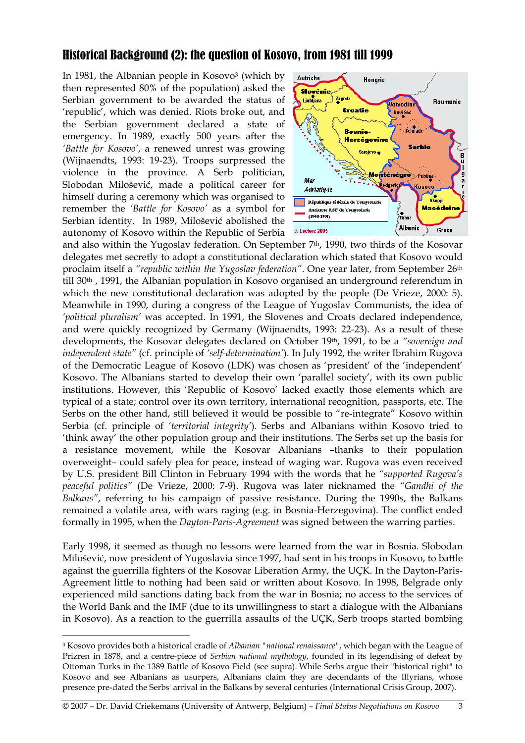## Historical Background (2): the question of Kosovo, from 1981 till 1999

In 1981, the Albanian people in Kosovo[3] (which by then represented 80% of the population) asked the Serbian government to be awarded the status of 'republic', which was denied. Riots broke out, and the Serbian government declared a state of emergency. In 1989, exactly 500 years after the *'Battle for Kosovo'*, a renewed unrest was growing (Wijnaendts, 1993: 19-23). Troops surpressed the violence in the province. A Serb politician, Slobodan Milošević, made a political career for himself during a ceremony which was organised to remember the *'Battle for Kosovo'* as a symbol for Serbian identity. In 1989, Milošević abolished the autonomy of Kosovo within the Republic of Serbia and also within the Yugoslav federation. On September 7th, 1990, two thirds of the Kosovar delegates met secretly to adopt a constitutional declaration which stated that Kosovo would proclaim itself a *"republic within the Yugoslav federation"*. One year later, from September 26th till 30th, 1991, the Albanian population in Kosovo organised an underground referendum in which the new constitutional declaration was adopted by the people (De Vrieze, 2000: 5). Meanwhile in 1990, during a congress of the League of Yugoslav Communists, the idea of *'political pluralism'* was accepted. In 1991, the Slovenes and Croats declared independence, and were quickly recognized by Germany (Wijnaendts, 1993: 22-23). As a result of these developments, the Kosovar delegates declared on October 19th, 1991, to be a *"sovereign and independent state"* (cf. principle of *'self-determination'*). In July 1992, the writer Ibrahim Rugova of the Democratic League of Kosovo (LDK) was chosen as 'president' of the 'independent' Kosovo. The Albanians started to develop their own 'parallel society', with its own public institutions. However, this 'Republic of Kosovo' lacked exactly those elements which are typical of a state; control over its own territory, international recognition, passports, etc. The Serbs on the other hand, still believed it would be possible to "re-integrate" Kosovo within Serbia (cf. principle of *'territorial integrity'*). Serbs and Albanians within Kosovo tried to 'think away' the other population group and their institutions. The Serbs set up the basis for a resistance movement, while the Kosovar Albanians –thanks to their population overweight– could safely plea for peace, instead of waging war. Rugova was even received by U.S. president Bill Clinton in February 1994 with the words that he *"supported Rugova's peaceful politics"* (De Vrieze, 2000: 7-9). Rugova was later nicknamed the *"Gandhi of the Balkans"*, referring to his campaign of passive resistance. During the 1990s, the Balkans remained a volatile area, with wars raging (e.g. in Bosnia-Herzegovina). The conflict ended formally in 1995, when the *Dayton-Paris-Agreement* was signed between the warring parties.

Early 1998, it seemed as though no lessons were learned from the war in Bosnia. Slobodan Milošević, now president of Yugoslavia since 1997, had sent in his troops in Kosovo, to battle against the guerrilla fighters of the Kosovar Liberation Army, the UÇK. In the Dayton-Paris-Agreement little to nothing had been said or written about Kosovo. In 1998, Belgrade only experienced mild sanctions dating back from the war in Bosnia; no access to the services of the World Bank and the IMF (due to its unwillingness to start a dialogue with the Albanians in Kosovo). As a reaction to the guerrilla assaults of the UÇK, Serb troops started bombing

---

[3] Kosovo provides both a historical cradle of *Albanian "national renaissance"*, which began with the League of Prizren in 1878, and a centre-piece of *Serbian national mythology*, founded in its legendising of defeat by Ottoman Turks in the 1389 Battle of Kosovo Field (see supra). While Serbs argue their "historical right" to Kosovo and see Albanians as usurpers, Albanians claim they are decendants of the Illyrians, whose presence pre-dated the Serbs' arrival in the Balkans by several centuries (International Crisis Group, 2007).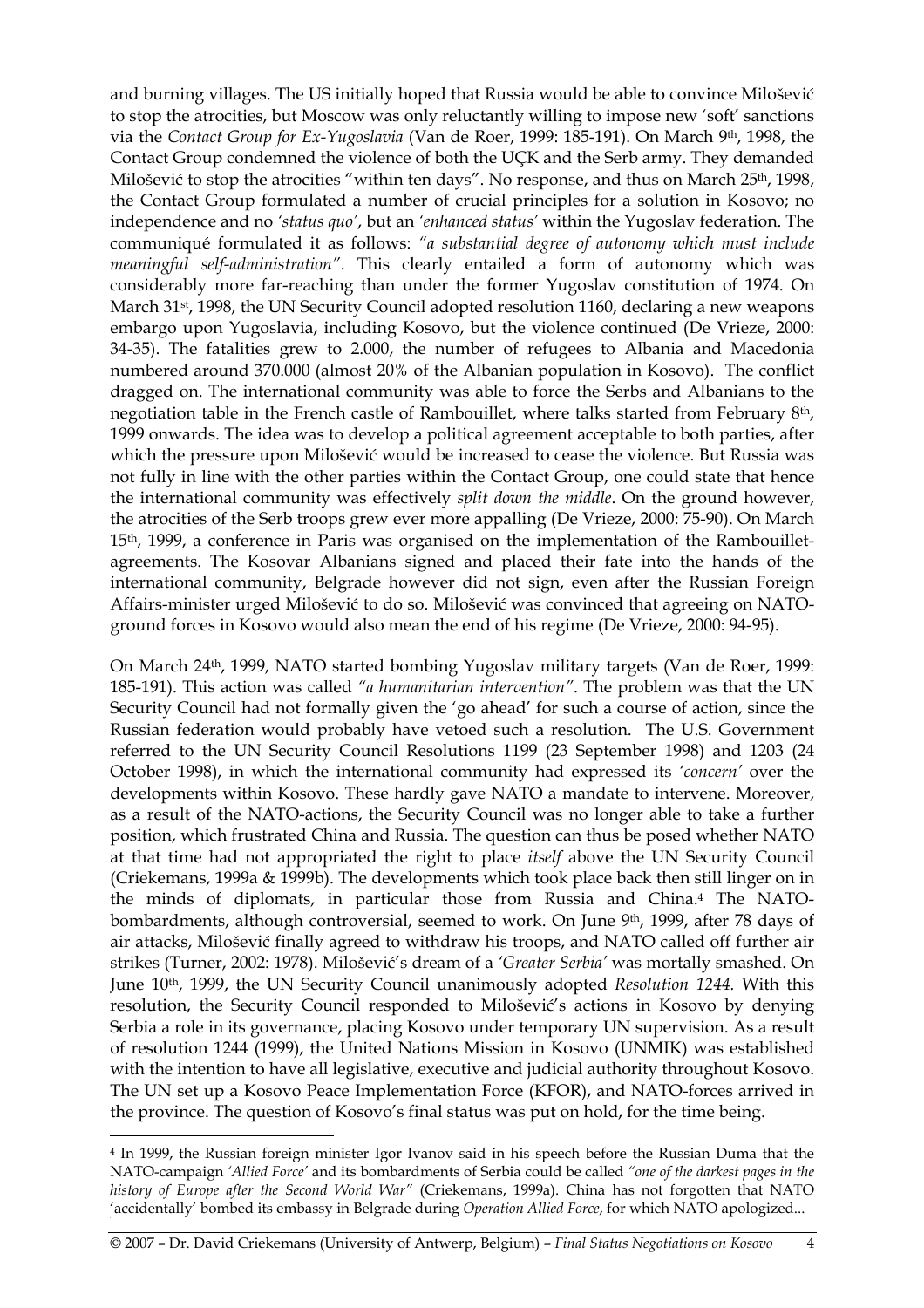and burning villages. The US initially hoped that Russia would be able to convince Milošević to stop the atrocities, but Moscow was only reluctantly willing to impose new 'soft' sanctions via the *Contact Group for Ex-Yugoslavia* (Van de Roer, 1999: 185-191). On March 9th, 1998, the Contact Group condemned the violence of both the UÇK and the Serb army. They demanded Milošević to stop the atrocities "within ten days". No response, and thus on March 25th, 1998, the Contact Group formulated a number of crucial principles for a solution in Kosovo; no independence and no *'status quo'*, but an *'enhanced status'* within the Yugoslav federation. The communiqué formulated it as follows: *"a substantial degree of autonomy which must include meaningful self-administration"*. This clearly entailed a form of autonomy which was considerably more far-reaching than under the former Yugoslav constitution of 1974. On March 31st, 1998, the UN Security Council adopted resolution 1160, declaring a new weapons embargo upon Yugoslavia, including Kosovo, but the violence continued (De Vrieze, 2000: 34-35). The fatalities grew to 2.000, the number of refugees to Albania and Macedonia numbered around 370.000 (almost 20% of the Albanian population in Kosovo). The conflict dragged on. The international community was able to force the Serbs and Albanians to the negotiation table in the French castle of Rambouillet, where talks started from February 8th, 1999 onwards. The idea was to develop a political agreement acceptable to both parties, after which the pressure upon Milošević would be increased to cease the violence. But Russia was not fully in line with the other parties within the Contact Group, one could state that hence the international community was effectively *split down the middle*. On the ground however, the atrocities of the Serb troops grew ever more appalling (De Vrieze, 2000: 75-90). On March 15th, 1999, a conference in Paris was organised on the implementation of the Rambouillet-agreements. The Kosovar Albanians signed and placed their fate into the hands of the international community, Belgrade however did not sign, even after the Russian Foreign Affairs-minister urged Milošević to do so. Milošević was convinced that agreeing on NATO-ground forces in Kosovo would also mean the end of his regime (De Vrieze, 2000: 94-95).

On March 24th, 1999, NATO started bombing Yugoslav military targets (Van de Roer, 1999: 185-191). This action was called *"a humanitarian intervention"*. The problem was that the UN Security Council had not formally given the 'go ahead' for such a course of action, since the Russian federation would probably have vetoed such a resolution. The U.S. Government referred to the UN Security Council Resolutions 1199 (23 September 1998) and 1203 (24 October 1998), in which the international community had expressed its *'concern'* over the developments within Kosovo. These hardly gave NATO a mandate to intervene. Moreover, as a result of the NATO-actions, the Security Council was no longer able to take a further position, which frustrated China and Russia. The question can thus be posed whether NATO at that time had not appropriated the right to place *itself* above the UN Security Council (Criekemans, 1999a & 1999b). The developments which took place back then still linger on in the minds of diplomats, in particular those from Russia and China.[4] The NATO-bombardments, although controversial, seemed to work. On June 9th, 1999, after 78 days of air attacks, Milošević finally agreed to withdraw his troops, and NATO called off further air strikes (Turner, 2002: 1978). Milošević's dream of a *'Greater Serbia'* was mortally smashed. On June 10th, 1999, the UN Security Council unanimously adopted *Resolution 1244*. With this resolution, the Security Council responded to Milošević's actions in Kosovo by denying Serbia a role in its governance, placing Kosovo under temporary UN supervision. As a result of resolution 1244 (1999), the United Nations Mission in Kosovo (UNMIK) was established with the intention to have all legislative, executive and judicial authority throughout Kosovo. The UN set up a Kosovo Peace Implementation Force (KFOR), and NATO-forces arrived in the province. The question of Kosovo's final status was put on hold, for the time being.

[4] In 1999, the Russian foreign minister Igor Ivanov said in his speech before the Russian Duma that the NATO-campaign *'Allied Force'* and its bombardments of Serbia could be called *"one of the darkest pages in the history of Europe after the Second World War"* (Criekemans, 1999a). China has not forgotten that NATO 'accidentally' bombed its embassy in Belgrade during *Operation Allied Force*, for which NATO apologized...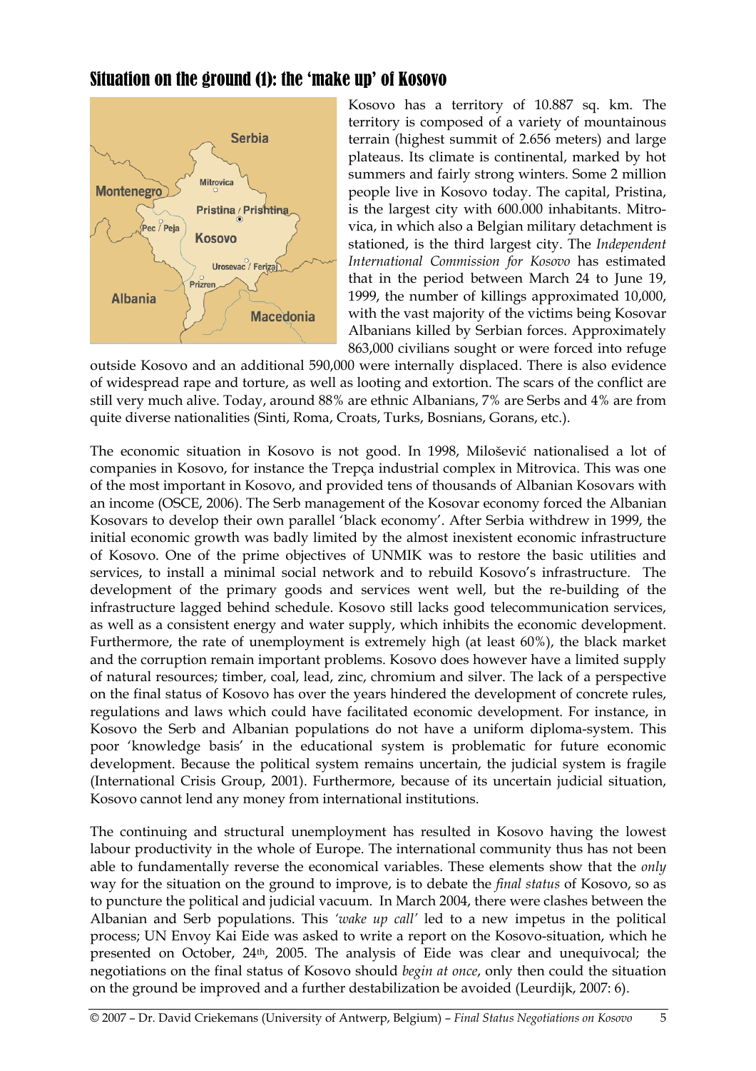## Situation on the ground (1): the 'make up' of Kosovo

Kosovo has a territory of 10.887 sq. km. The territory is composed of a variety of mountainous terrain (highest summit of 2.656 meters) and large plateaus. Its climate is continental, marked by hot summers and fairly strong winters. Some 2 million people live in Kosovo today. The capital, Pristina, is the largest city with 600.000 inhabitants. Mitrovica, in which also a Belgian military detachment is stationed, is the third largest city. The *Independent International Commission for Kosovo* has estimated that in the period between March 24 to June 19, 1999, the number of killings approximated 10,000, with the vast majority of the victims being Kosovar Albanians killed by Serbian forces. Approximately 863,000 civilians sought or were forced into refuge outside Kosovo and an additional 590,000 were internally displaced. There is also evidence of widespread rape and torture, as well as looting and extortion. The scars of the conflict are still very much alive. Today, around 88% are ethnic Albanians, 7% are Serbs and 4% are from quite diverse nationalities (Sinti, Roma, Croats, Turks, Bosnians, Gorans, etc.).

The economic situation in Kosovo is not good. In 1998, Milošević nationalised a lot of companies in Kosovo, for instance the Trepça industrial complex in Mitrovica. This was one of the most important in Kosovo, and provided tens of thousands of Albanian Kosovars with an income (OSCE, 2006). The Serb management of the Kosovar economy forced the Albanian Kosovars to develop their own parallel 'black economy'. After Serbia withdrew in 1999, the initial economic growth was badly limited by the almost inexistent economic infrastructure of Kosovo. One of the prime objectives of UNMIK was to restore the basic utilities and services, to install a minimal social network and to rebuild Kosovo's infrastructure. The development of the primary goods and services went well, but the re-building of the infrastructure lagged behind schedule. Kosovo still lacks good telecommunication services, as well as a consistent energy and water supply, which inhibits the economic development. Furthermore, the rate of unemployment is extremely high (at least 60%), the black market and the corruption remain important problems. Kosovo does however have a limited supply of natural resources; timber, coal, lead, zinc, chromium and silver. The lack of a perspective on the final status of Kosovo has over the years hindered the development of concrete rules, regulations and laws which could have facilitated economic development. For instance, in Kosovo the Serb and Albanian populations do not have a uniform diploma-system. This poor 'knowledge basis' in the educational system is problematic for future economic development. Because the political system remains uncertain, the judicial system is fragile (International Crisis Group, 2001). Furthermore, because of its uncertain judicial situation, Kosovo cannot lend any money from international institutions.

The continuing and structural unemployment has resulted in Kosovo having the lowest labour productivity in the whole of Europe. The international community thus has not been able to fundamentally reverse the economical variables. These elements show that the *only* way for the situation on the ground to improve, is to debate the *final status* of Kosovo, so as to puncture the political and judicial vacuum. In March 2004, there were clashes between the Albanian and Serb populations. This *'wake up call'* led to a new impetus in the political process; UN Envoy Kai Eide was asked to write a report on the Kosovo-situation, which he presented on October, 24th, 2005. The analysis of Eide was clear and unequivocal; the negotiations on the final status of Kosovo should *begin at once*, only then could the situation on the ground be improved and a further destabilization be avoided (Leurdijk, 2007: 6).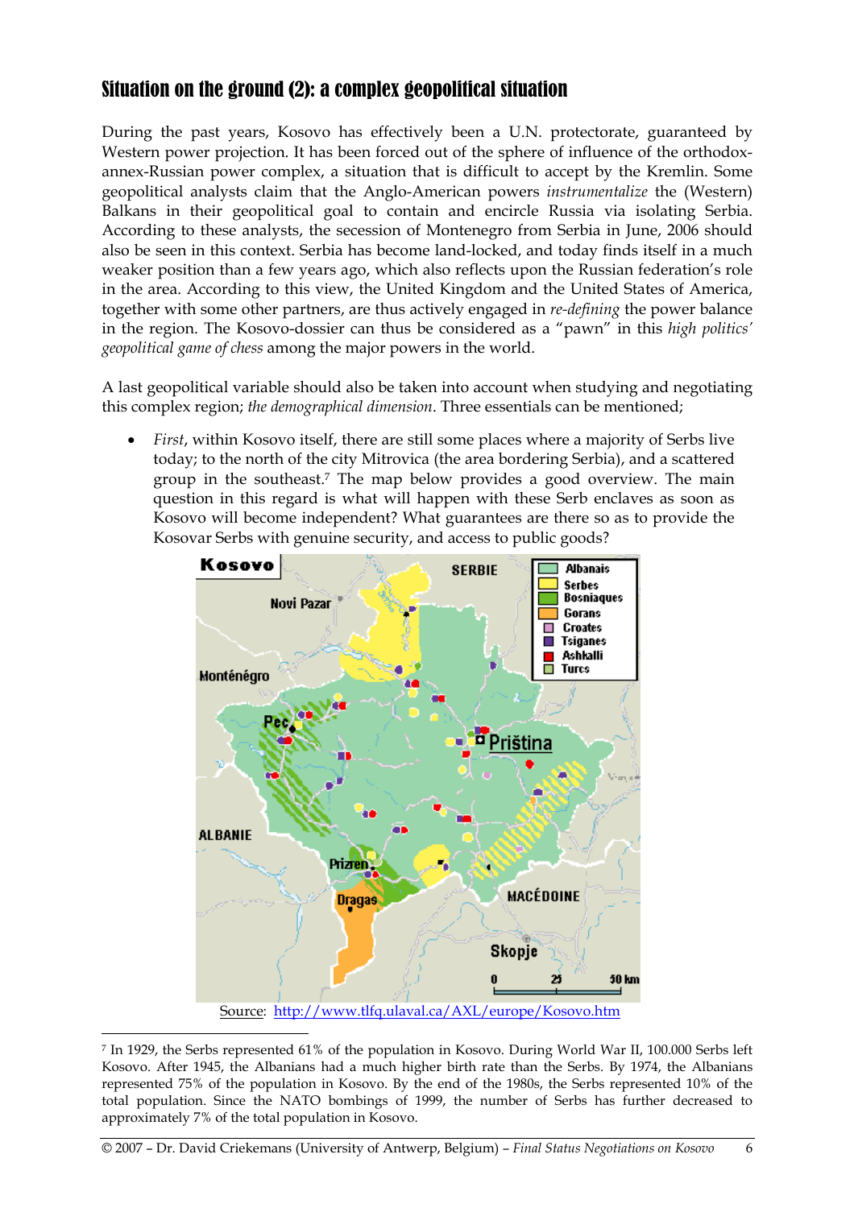## Situation on the ground (2): a complex geopolitical situation

During the past years, Kosovo has effectively been a U.N. protectorate, guaranteed by Western power projection. It has been forced out of the sphere of influence of the orthodox-annex-Russian power complex, a situation that is difficult to accept by the Kremlin. Some geopolitical analysts claim that the Anglo-American powers *instrumentalize* the (Western) Balkans in their geopolitical goal to contain and encircle Russia via isolating Serbia. According to these analysts, the secession of Montenegro from Serbia in June, 2006 should also be seen in this context. Serbia has become land-locked, and today finds itself in a much weaker position than a few years ago, which also reflects upon the Russian federation's role in the area. According to this view, the United Kingdom and the United States of America, together with some other partners, are thus actively engaged in *re-defining* the power balance in the region. The Kosovo-dossier can thus be considered as a "pawn" in this *high politics' geopolitical game of chess* among the major powers in the world.

A last geopolitical variable should also be taken into account when studying and negotiating this complex region; *the demographical dimension*. Three essentials can be mentioned;

- *First*, within Kosovo itself, there are still some places where a majority of Serbs live today; to the north of the city Mitrovica (the area bordering Serbia), and a scattered group in the southeast.[7] The map below provides a good overview. The main question in this regard is what will happen with these Serb enclaves as soon as Kosovo will become independent? What guarantees are there so as to provide the Kosovar Serbs with genuine security, and access to public goods?

Source: http://www.tlfq.ulaval.ca/AXL/europe/Kosovo.htm

[7] In 1929, the Serbs represented 61% of the population in Kosovo. During World War II, 100.000 Serbs left Kosovo. After 1945, the Albanians had a much higher birth rate than the Serbs. By 1974, the Albanians represented 75% of the population in Kosovo. By the end of the 1980s, the Serbs represented 10% of the total population. Since the NATO bombings of 1999, the number of Serbs has further decreased to approximately 7% of the total population in Kosovo.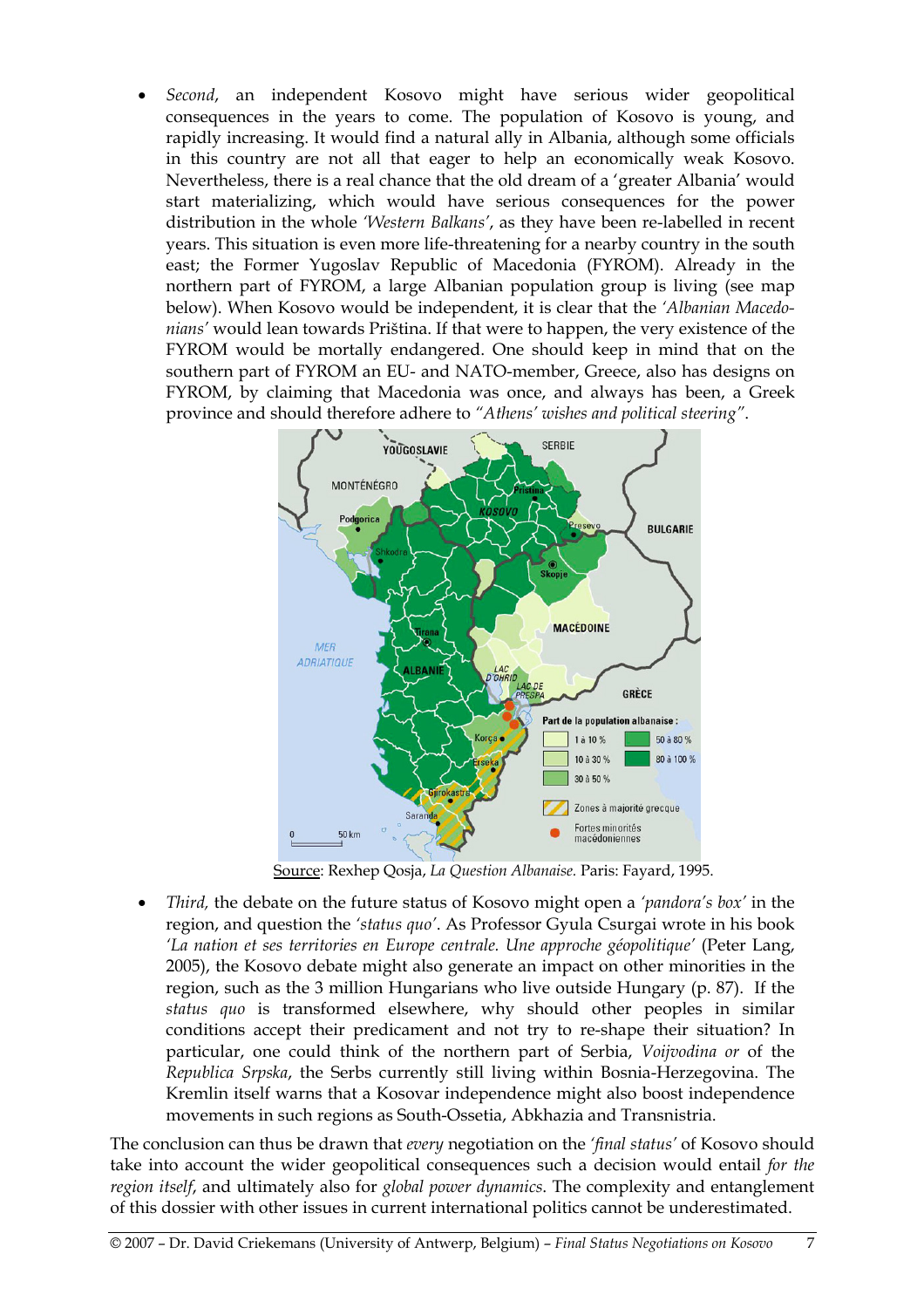- *Second*, an independent Kosovo might have serious wider geopolitical consequences in the years to come. The population of Kosovo is young, and rapidly increasing. It would find a natural ally in Albania, although some officials in this country are not all that eager to help an economically weak Kosovo. Nevertheless, there is a real chance that the old dream of a 'greater Albania' would start materializing, which would have serious consequences for the power distribution in the whole *'Western Balkans'*, as they have been re-labelled in recent years. This situation is even more life-threatening for a nearby country in the south east; the Former Yugoslav Republic of Macedonia (FYROM). Already in the northern part of FYROM, a large Albanian population group is living (see map below). When Kosovo would be independent, it is clear that the *'Albanian Macedonians'* would lean towards Priština. If that were to happen, the very existence of the FYROM would be mortally endangered. One should keep in mind that on the southern part of FYROM an EU- and NATO-member, Greece, also has designs on FYROM, by claiming that Macedonia was once, and always has been, a Greek province and should therefore adhere to *"Athens' wishes and political steering"*.

Source: Rexhep Qosja, *La Question Albanaise.* Paris: Fayard, 1995.

- *Third,* the debate on the future status of Kosovo might open a *'pandora's box'* in the region, and question the *'status quo'*. As Professor Gyula Csurgai wrote in his book *'La nation et ses territories en Europe centrale. Une approche géopolitique'* (Peter Lang, 2005), the Kosovo debate might also generate an impact on other minorities in the region, such as the 3 million Hungarians who live outside Hungary (p. 87). If the *status quo* is transformed elsewhere, why should other peoples in similar conditions accept their predicament and not try to re-shape their situation? In particular, one could think of the northern part of Serbia, *Voijvodina or* of the *Republica Srpska*, the Serbs currently still living within Bosnia-Herzegovina. The Kremlin itself warns that a Kosovar independence might also boost independence movements in such regions as South-Ossetia, Abkhazia and Transnistria.

The conclusion can thus be drawn that *every* negotiation on the *'final status'* of Kosovo should take into account the wider geopolitical consequences such a decision would entail *for the region itself*, and ultimately also for *global power dynamics*. The complexity and entanglement of this dossier with other issues in current international politics cannot be underestimated.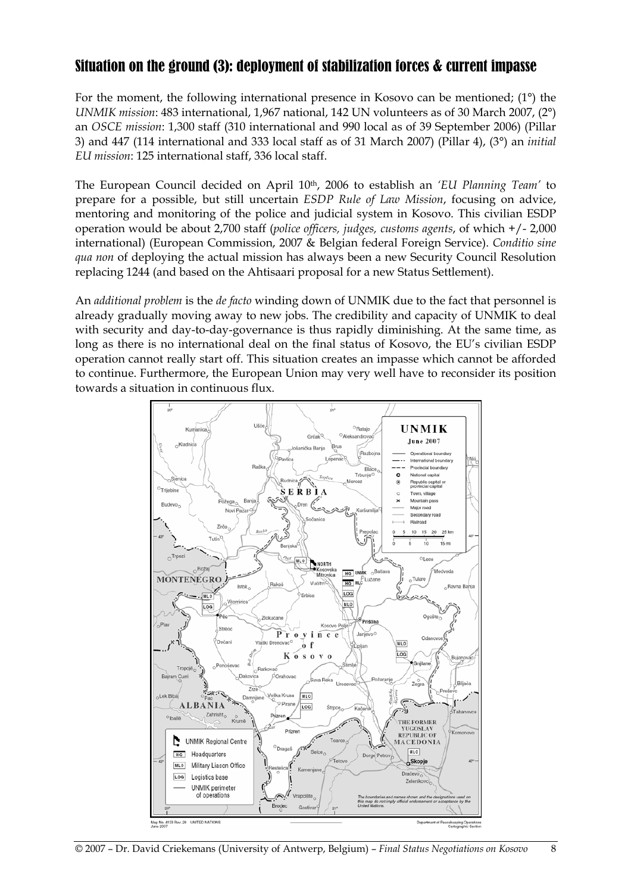## Situation on the ground (3): deployment of stabilization forces & current impasse

For the moment, the following international presence in Kosovo can be mentioned; (1°) the *UNMIK mission*: 483 international, 1,967 national, 142 UN volunteers as of 30 March 2007, (2°) an *OSCE mission*: 1,300 staff (310 international and 990 local as of 39 September 2006) (Pillar 3) and 447 (114 international and 333 local staff as of 31 March 2007) (Pillar 4), (3°) an *initial EU mission*: 125 international staff, 336 local staff.

The European Council decided on April 10th, 2006 to establish an *'EU Planning Team'* to prepare for a possible, but still uncertain *ESDP Rule of Law Mission*, focusing on advice, mentoring and monitoring of the police and judicial system in Kosovo. This civilian ESDP operation would be about 2,700 staff (*police officers, judges, customs agents*, of which +/- 2,000 international) (European Commission, 2007 & Belgian federal Foreign Service). *Conditio sine qua non* of deploying the actual mission has always been a new Security Council Resolution replacing 1244 (and based on the Ahtisaari proposal for a new Status Settlement).

An *additional problem* is the *de facto* winding down of UNMIK due to the fact that personnel is already gradually moving away to new jobs. The credibility and capacity of UNMIK to deal with security and day-to-day-governance is thus rapidly diminishing. At the same time, as long as there is no international deal on the final status of Kosovo, the EU's civilian ESDP operation cannot really start off. This situation creates an impasse which cannot be afforded to continue. Furthermore, the European Union may very well have to reconsider its position towards a situation in continuous flux.

Map No. 4133 Rev. 28 UNITED NATIONS June 2007 — Department of Peacekeeping Operations Cartographic Section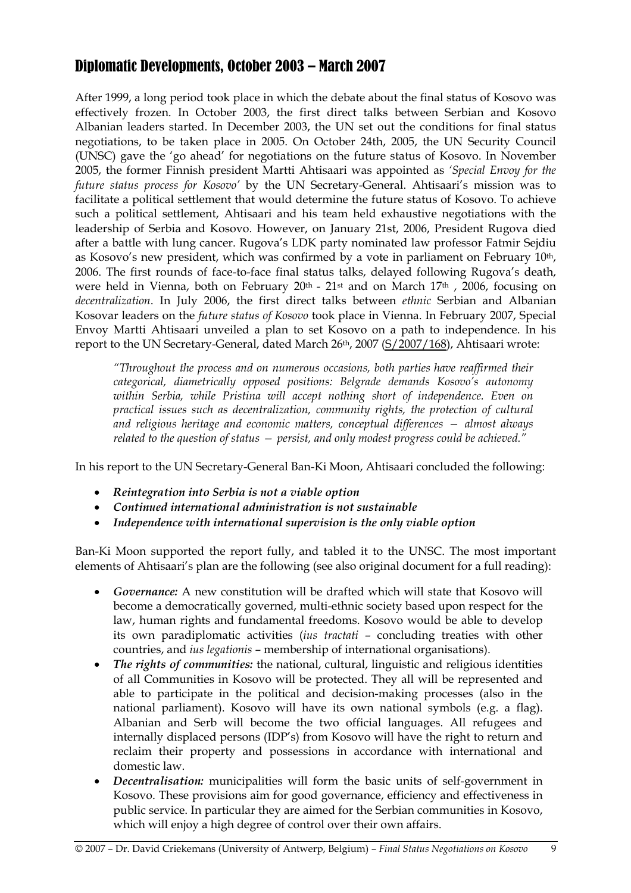## Diplomatic Developments, October 2003 – March 2007

After 1999, a long period took place in which the debate about the final status of Kosovo was effectively frozen. In October 2003, the first direct talks between Serbian and Kosovo Albanian leaders started. In December 2003, the UN set out the conditions for final status negotiations, to be taken place in 2005. On October 24th, 2005, the UN Security Council (UNSC) gave the 'go ahead' for negotiations on the future status of Kosovo. In November 2005, the former Finnish president Martti Ahtisaari was appointed as *'Special Envoy for the future status process for Kosovo'* by the UN Secretary-General. Ahtisaari's mission was to facilitate a political settlement that would determine the future status of Kosovo. To achieve such a political settlement, Ahtisaari and his team held exhaustive negotiations with the leadership of Serbia and Kosovo. However, on January 21st, 2006, President Rugova died after a battle with lung cancer. Rugova's LDK party nominated law professor Fatmir Sejdiu as Kosovo's new president, which was confirmed by a vote in parliament on February 10th, 2006. The first rounds of face-to-face final status talks, delayed following Rugova's death, were held in Vienna, both on February 20th - 21st and on March 17th , 2006, focusing on *decentralization*. In July 2006, the first direct talks between *ethnic* Serbian and Albanian Kosovar leaders on the *future status of Kosovo* took place in Vienna. In February 2007, Special Envoy Martti Ahtisaari unveiled a plan to set Kosovo on a path to independence. In his report to the UN Secretary-General, dated March 26th, 2007 (S/2007/168), Ahtisaari wrote:

> *"Throughout the process and on numerous occasions, both parties have reaffirmed their categorical, diametrically opposed positions: Belgrade demands Kosovo's autonomy within Serbia, while Pristina will accept nothing short of independence. Even on practical issues such as decentralization, community rights, the protection of cultural and religious heritage and economic matters, conceptual differences — almost always related to the question of status — persist, and only modest progress could be achieved."*

In his report to the UN Secretary-General Ban-Ki Moon, Ahtisaari concluded the following:

- ***Reintegration into Serbia is not a viable option***
- ***Continued international administration is not sustainable***
- ***Independence with international supervision is the only viable option***

Ban-Ki Moon supported the report fully, and tabled it to the UNSC. The most important elements of Ahtisaari's plan are the following (see also original document for a full reading):

- ***Governance:*** A new constitution will be drafted which will state that Kosovo will become a democratically governed, multi-ethnic society based upon respect for the law, human rights and fundamental freedoms. Kosovo would be able to develop its own paradiplomatic activities (*ius tractati* – concluding treaties with other countries, and *ius legationis* – membership of international organisations).
- ***The rights of communities:*** the national, cultural, linguistic and religious identities of all Communities in Kosovo will be protected. They all will be represented and able to participate in the political and decision-making processes (also in the national parliament). Kosovo will have its own national symbols (e.g. a flag). Albanian and Serb will become the two official languages. All refugees and internally displaced persons (IDP's) from Kosovo will have the right to return and reclaim their property and possessions in accordance with international and domestic law.
- ***Decentralisation:*** municipalities will form the basic units of self-government in Kosovo. These provisions aim for good governance, efficiency and effectiveness in public service. In particular they are aimed for the Serbian communities in Kosovo, which will enjoy a high degree of control over their own affairs.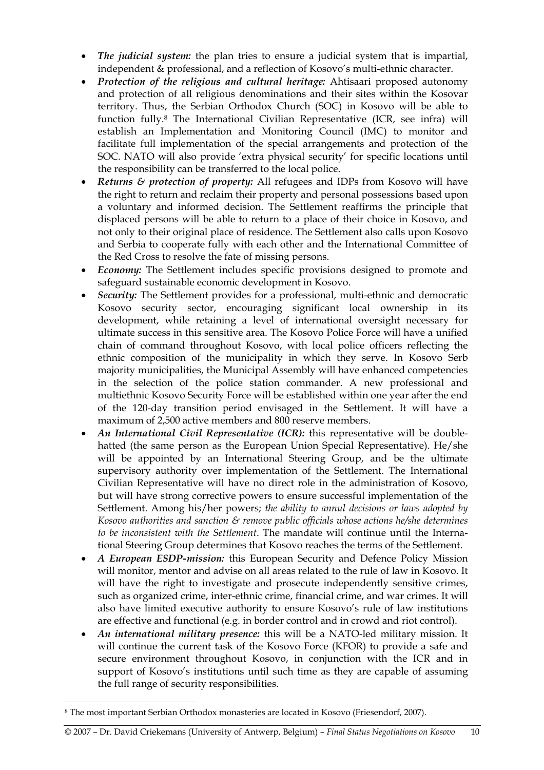- ***The judicial system:*** the plan tries to ensure a judicial system that is impartial, independent & professional, and a reflection of Kosovo's multi-ethnic character.
- ***Protection of the religious and cultural heritage:*** Ahtisaari proposed autonomy and protection of all religious denominations and their sites within the Kosovar territory. Thus, the Serbian Orthodox Church (SOC) in Kosovo will be able to function fully.[8] The International Civilian Representative (ICR, see infra) will establish an Implementation and Monitoring Council (IMC) to monitor and facilitate full implementation of the special arrangements and protection of the SOC. NATO will also provide 'extra physical security' for specific locations until the responsibility can be transferred to the local police.
- ***Returns & protection of property:*** All refugees and IDPs from Kosovo will have the right to return and reclaim their property and personal possessions based upon a voluntary and informed decision. The Settlement reaffirms the principle that displaced persons will be able to return to a place of their choice in Kosovo, and not only to their original place of residence. The Settlement also calls upon Kosovo and Serbia to cooperate fully with each other and the International Committee of the Red Cross to resolve the fate of missing persons.
- ***Economy:*** The Settlement includes specific provisions designed to promote and safeguard sustainable economic development in Kosovo.
- ***Security:*** The Settlement provides for a professional, multi-ethnic and democratic Kosovo security sector, encouraging significant local ownership in its development, while retaining a level of international oversight necessary for ultimate success in this sensitive area. The Kosovo Police Force will have a unified chain of command throughout Kosovo, with local police officers reflecting the ethnic composition of the municipality in which they serve. In Kosovo Serb majority municipalities, the Municipal Assembly will have enhanced competencies in the selection of the police station commander. A new professional and multiethnic Kosovo Security Force will be established within one year after the end of the 120-day transition period envisaged in the Settlement. It will have a maximum of 2,500 active members and 800 reserve members.
- ***An International Civil Representative (ICR):*** this representative will be double-hatted (the same person as the European Union Special Representative). He/she will be appointed by an International Steering Group, and be the ultimate supervisory authority over implementation of the Settlement. The International Civilian Representative will have no direct role in the administration of Kosovo, but will have strong corrective powers to ensure successful implementation of the Settlement. Among his/her powers; *the ability to annul decisions or laws adopted by Kosovo authorities and sanction & remove public officials whose actions he/she determines to be inconsistent with the Settlement*. The mandate will continue until the International Steering Group determines that Kosovo reaches the terms of the Settlement.
- ***A European ESDP-mission:*** this European Security and Defence Policy Mission will monitor, mentor and advise on all areas related to the rule of law in Kosovo. It will have the right to investigate and prosecute independently sensitive crimes, such as organized crime, inter-ethnic crime, financial crime, and war crimes. It will also have limited executive authority to ensure Kosovo's rule of law institutions are effective and functional (e.g. in border control and in crowd and riot control).
- ***An international military presence:*** this will be a NATO-led military mission. It will continue the current task of the Kosovo Force (KFOR) to provide a safe and secure environment throughout Kosovo, in conjunction with the ICR and in support of Kosovo's institutions until such time as they are capable of assuming the full range of security responsibilities.

---

[8] The most important Serbian Orthodox monasteries are located in Kosovo (Friesendorf, 2007).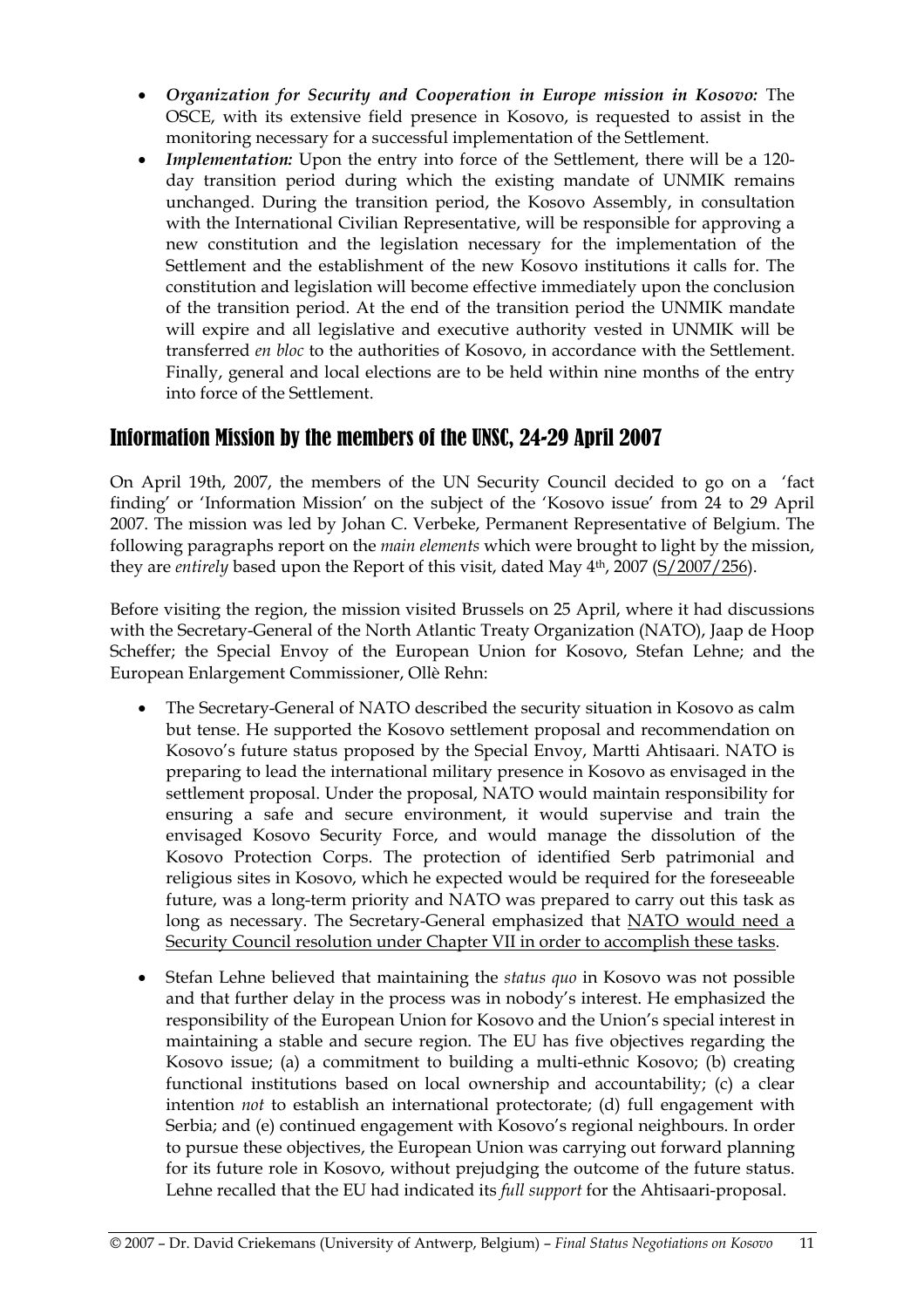- ***Organization for Security and Cooperation in Europe mission in Kosovo:*** The OSCE, with its extensive field presence in Kosovo, is requested to assist in the monitoring necessary for a successful implementation of the Settlement.
- ***Implementation:*** Upon the entry into force of the Settlement, there will be a 120-day transition period during which the existing mandate of UNMIK remains unchanged. During the transition period, the Kosovo Assembly, in consultation with the International Civilian Representative, will be responsible for approving a new constitution and the legislation necessary for the implementation of the Settlement and the establishment of the new Kosovo institutions it calls for. The constitution and legislation will become effective immediately upon the conclusion of the transition period. At the end of the transition period the UNMIK mandate will expire and all legislative and executive authority vested in UNMIK will be transferred *en bloc* to the authorities of Kosovo, in accordance with the Settlement. Finally, general and local elections are to be held within nine months of the entry into force of the Settlement.

## Information Mission by the members of the UNSC, 24-29 April 2007

On April 19th, 2007, the members of the UN Security Council decided to go on a 'fact finding' or 'Information Mission' on the subject of the 'Kosovo issue' from 24 to 29 April 2007. The mission was led by Johan C. Verbeke, Permanent Representative of Belgium. The following paragraphs report on the *main elements* which were brought to light by the mission, they are *entirely* based upon the Report of this visit, dated May 4th, 2007 (S/2007/256).

Before visiting the region, the mission visited Brussels on 25 April, where it had discussions with the Secretary-General of the North Atlantic Treaty Organization (NATO), Jaap de Hoop Scheffer; the Special Envoy of the European Union for Kosovo, Stefan Lehne; and the European Enlargement Commissioner, Ollè Rehn:

- The Secretary-General of NATO described the security situation in Kosovo as calm but tense. He supported the Kosovo settlement proposal and recommendation on Kosovo's future status proposed by the Special Envoy, Martti Ahtisaari. NATO is preparing to lead the international military presence in Kosovo as envisaged in the settlement proposal. Under the proposal, NATO would maintain responsibility for ensuring a safe and secure environment, it would supervise and train the envisaged Kosovo Security Force, and would manage the dissolution of the Kosovo Protection Corps. The protection of identified Serb patrimonial and religious sites in Kosovo, which he expected would be required for the foreseeable future, was a long-term priority and NATO was prepared to carry out this task as long as necessary. The Secretary-General emphasized that NATO would need a Security Council resolution under Chapter VII in order to accomplish these tasks.

- Stefan Lehne believed that maintaining the *status quo* in Kosovo was not possible and that further delay in the process was in nobody's interest. He emphasized the responsibility of the European Union for Kosovo and the Union's special interest in maintaining a stable and secure region. The EU has five objectives regarding the Kosovo issue; (a) a commitment to building a multi-ethnic Kosovo; (b) creating functional institutions based on local ownership and accountability; (c) a clear intention *not* to establish an international protectorate; (d) full engagement with Serbia; and (e) continued engagement with Kosovo's regional neighbours. In order to pursue these objectives, the European Union was carrying out forward planning for its future role in Kosovo, without prejudging the outcome of the future status. Lehne recalled that the EU had indicated its *full support* for the Ahtisaari-proposal.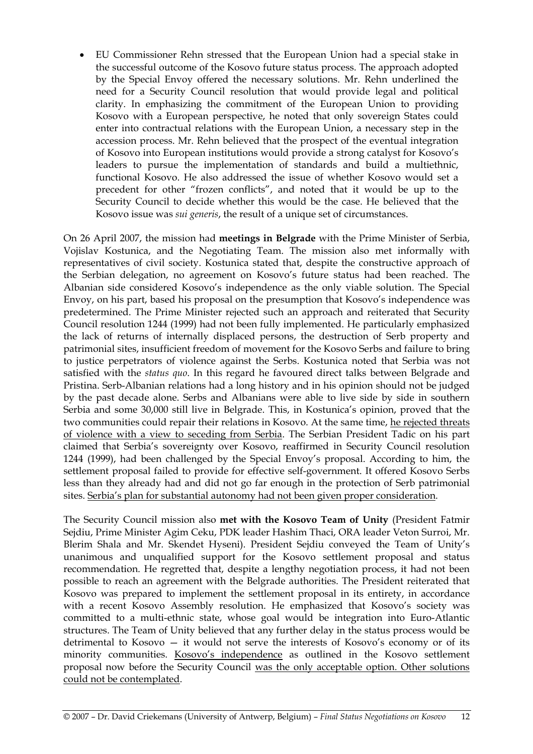- EU Commissioner Rehn stressed that the European Union had a special stake in the successful outcome of the Kosovo future status process. The approach adopted by the Special Envoy offered the necessary solutions. Mr. Rehn underlined the need for a Security Council resolution that would provide legal and political clarity. In emphasizing the commitment of the European Union to providing Kosovo with a European perspective, he noted that only sovereign States could enter into contractual relations with the European Union, a necessary step in the accession process. Mr. Rehn believed that the prospect of the eventual integration of Kosovo into European institutions would provide a strong catalyst for Kosovo's leaders to pursue the implementation of standards and build a multiethnic, functional Kosovo. He also addressed the issue of whether Kosovo would set a precedent for other "frozen conflicts", and noted that it would be up to the Security Council to decide whether this would be the case. He believed that the Kosovo issue was *sui generis*, the result of a unique set of circumstances.

On 26 April 2007, the mission had **meetings in Belgrade** with the Prime Minister of Serbia, Vojislav Kostunica, and the Negotiating Team. The mission also met informally with representatives of civil society. Kostunica stated that, despite the constructive approach of the Serbian delegation, no agreement on Kosovo's future status had been reached. The Albanian side considered Kosovo's independence as the only viable solution. The Special Envoy, on his part, based his proposal on the presumption that Kosovo's independence was predetermined. The Prime Minister rejected such an approach and reiterated that Security Council resolution 1244 (1999) had not been fully implemented. He particularly emphasized the lack of returns of internally displaced persons, the destruction of Serb property and patrimonial sites, insufficient freedom of movement for the Kosovo Serbs and failure to bring to justice perpetrators of violence against the Serbs. Kostunica noted that Serbia was not satisfied with the *status quo*. In this regard he favoured direct talks between Belgrade and Pristina. Serb-Albanian relations had a long history and in his opinion should not be judged by the past decade alone. Serbs and Albanians were able to live side by side in southern Serbia and some 30,000 still live in Belgrade. This, in Kostunica's opinion, proved that the two communities could repair their relations in Kosovo. At the same time, <u>he rejected threats of violence with a view to seceding from Serbia</u>. The Serbian President Tadic on his part claimed that Serbia's sovereignty over Kosovo, reaffirmed in Security Council resolution 1244 (1999), had been challenged by the Special Envoy's proposal. According to him, the settlement proposal failed to provide for effective self-government. It offered Kosovo Serbs less than they already had and did not go far enough in the protection of Serb patrimonial sites. <u>Serbia's plan for substantial autonomy had not been given proper consideration</u>.

The Security Council mission also **met with the Kosovo Team of Unity** (President Fatmir Sejdiu, Prime Minister Agim Ceku, PDK leader Hashim Thaci, ORA leader Veton Surroi, Mr. Blerim Shala and Mr. Skendet Hyseni). President Sejdiu conveyed the Team of Unity's unanimous and unqualified support for the Kosovo settlement proposal and status recommendation. He regretted that, despite a lengthy negotiation process, it had not been possible to reach an agreement with the Belgrade authorities. The President reiterated that Kosovo was prepared to implement the settlement proposal in its entirety, in accordance with a recent Kosovo Assembly resolution. He emphasized that Kosovo's society was committed to a multi-ethnic state, whose goal would be integration into Euro-Atlantic structures. The Team of Unity believed that any further delay in the status process would be detrimental to Kosovo — it would not serve the interests of Kosovo's economy or of its minority communities. <u>Kosovo's independence</u> as outlined in the Kosovo settlement proposal now before the Security Council <u>was the only acceptable option. Other solutions could not be contemplated</u>.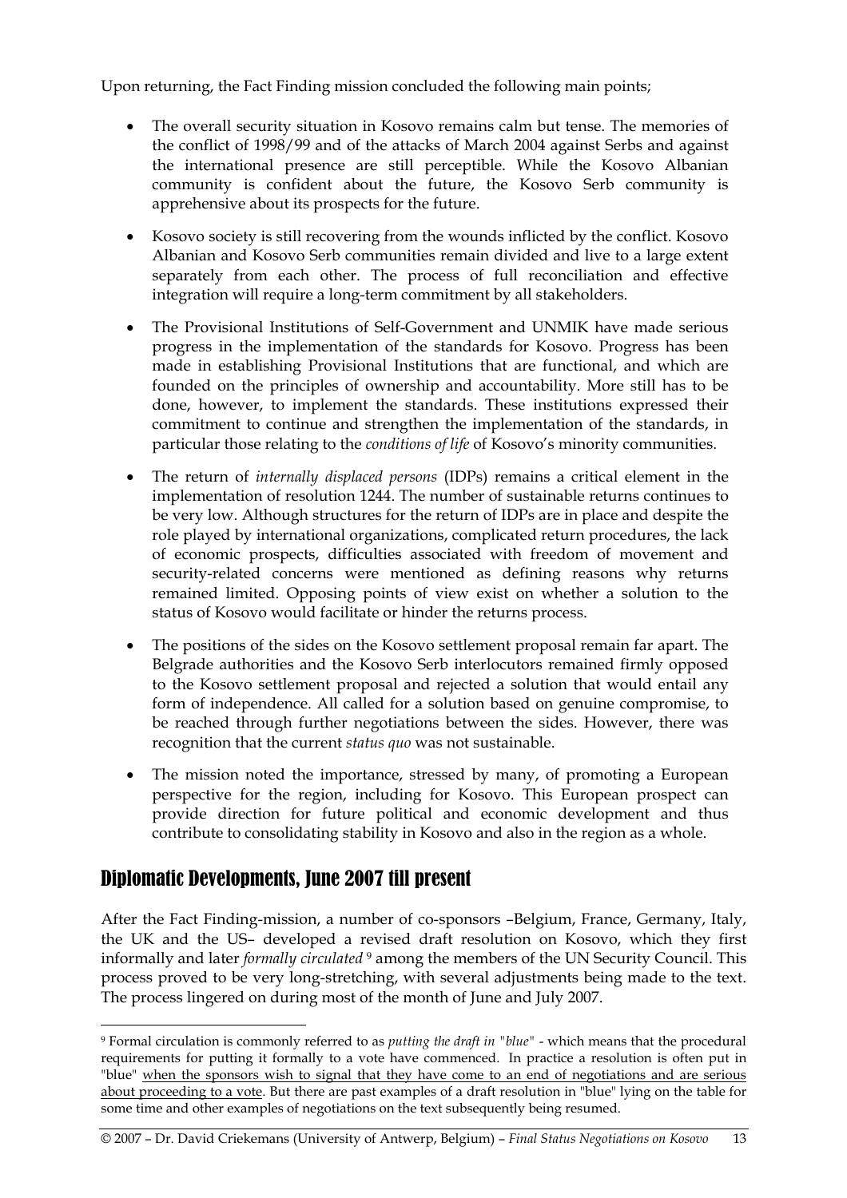Upon returning, the Fact Finding mission concluded the following main points;

- The overall security situation in Kosovo remains calm but tense. The memories of the conflict of 1998/99 and of the attacks of March 2004 against Serbs and against the international presence are still perceptible. While the Kosovo Albanian community is confident about the future, the Kosovo Serb community is apprehensive about its prospects for the future.

- Kosovo society is still recovering from the wounds inflicted by the conflict. Kosovo Albanian and Kosovo Serb communities remain divided and live to a large extent separately from each other. The process of full reconciliation and effective integration will require a long-term commitment by all stakeholders.

- The Provisional Institutions of Self-Government and UNMIK have made serious progress in the implementation of the standards for Kosovo. Progress has been made in establishing Provisional Institutions that are functional, and which are founded on the principles of ownership and accountability. More still has to be done, however, to implement the standards. These institutions expressed their commitment to continue and strengthen the implementation of the standards, in particular those relating to the *conditions of life* of Kosovo's minority communities.

- The return of *internally displaced persons* (IDPs) remains a critical element in the implementation of resolution 1244. The number of sustainable returns continues to be very low. Although structures for the return of IDPs are in place and despite the role played by international organizations, complicated return procedures, the lack of economic prospects, difficulties associated with freedom of movement and security-related concerns were mentioned as defining reasons why returns remained limited. Opposing points of view exist on whether a solution to the status of Kosovo would facilitate or hinder the returns process.

- The positions of the sides on the Kosovo settlement proposal remain far apart. The Belgrade authorities and the Kosovo Serb interlocutors remained firmly opposed to the Kosovo settlement proposal and rejected a solution that would entail any form of independence. All called for a solution based on genuine compromise, to be reached through further negotiations between the sides. However, there was recognition that the current *status quo* was not sustainable.

- The mission noted the importance, stressed by many, of promoting a European perspective for the region, including for Kosovo. This European prospect can provide direction for future political and economic development and thus contribute to consolidating stability in Kosovo and also in the region as a whole.

## Diplomatic Developments, June 2007 till present

After the Fact Finding-mission, a number of co-sponsors –Belgium, France, Germany, Italy, the UK and the US– developed a revised draft resolution on Kosovo, which they first informally and later *formally circulated* [9] among the members of the UN Security Council. This process proved to be very long-stretching, with several adjustments being made to the text. The process lingered on during most of the month of June and July 2007.

[9] Formal circulation is commonly referred to as *putting the draft in "blue"* - which means that the procedural requirements for putting it formally to a vote have commenced. In practice a resolution is often put in "blue" when the sponsors wish to signal that they have come to an end of negotiations and are serious about proceeding to a vote. But there are past examples of a draft resolution in "blue" lying on the table for some time and other examples of negotiations on the text subsequently being resumed.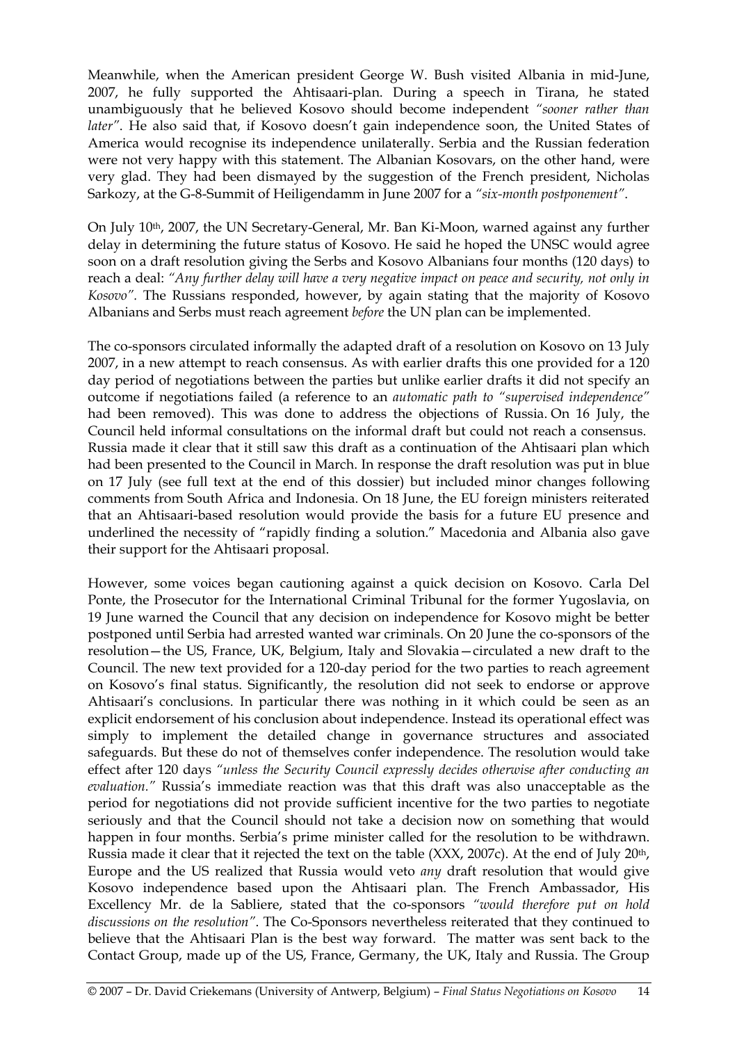Meanwhile, when the American president George W. Bush visited Albania in mid-June, 2007, he fully supported the Ahtisaari-plan. During a speech in Tirana, he stated unambiguously that he believed Kosovo should become independent *"sooner rather than later"*. He also said that, if Kosovo doesn't gain independence soon, the United States of America would recognise its independence unilaterally. Serbia and the Russian federation were not very happy with this statement. The Albanian Kosovars, on the other hand, were very glad. They had been dismayed by the suggestion of the French president, Nicholas Sarkozy, at the G-8-Summit of Heiligendamm in June 2007 for a *"six-month postponement"*.

On July 10th, 2007, the UN Secretary-General, Mr. Ban Ki-Moon, warned against any further delay in determining the future status of Kosovo. He said he hoped the UNSC would agree soon on a draft resolution giving the Serbs and Kosovo Albanians four months (120 days) to reach a deal: *"Any further delay will have a very negative impact on peace and security, not only in Kosovo"*. The Russians responded, however, by again stating that the majority of Kosovo Albanians and Serbs must reach agreement *before* the UN plan can be implemented.

The co-sponsors circulated informally the adapted draft of a resolution on Kosovo on 13 July 2007, in a new attempt to reach consensus. As with earlier drafts this one provided for a 120 day period of negotiations between the parties but unlike earlier drafts it did not specify an outcome if negotiations failed (a reference to an *automatic path to "supervised independence"* had been removed). This was done to address the objections of Russia. On 16 July, the Council held informal consultations on the informal draft but could not reach a consensus. Russia made it clear that it still saw this draft as a continuation of the Ahtisaari plan which had been presented to the Council in March. In response the draft resolution was put in blue on 17 July (see full text at the end of this dossier) but included minor changes following comments from South Africa and Indonesia. On 18 June, the EU foreign ministers reiterated that an Ahtisaari-based resolution would provide the basis for a future EU presence and underlined the necessity of "rapidly finding a solution." Macedonia and Albania also gave their support for the Ahtisaari proposal.

However, some voices began cautioning against a quick decision on Kosovo. Carla Del Ponte, the Prosecutor for the International Criminal Tribunal for the former Yugoslavia, on 19 June warned the Council that any decision on independence for Kosovo might be better postponed until Serbia had arrested wanted war criminals. On 20 June the co-sponsors of the resolution—the US, France, UK, Belgium, Italy and Slovakia—circulated a new draft to the Council. The new text provided for a 120-day period for the two parties to reach agreement on Kosovo's final status. Significantly, the resolution did not seek to endorse or approve Ahtisaari's conclusions. In particular there was nothing in it which could be seen as an explicit endorsement of his conclusion about independence. Instead its operational effect was simply to implement the detailed change in governance structures and associated safeguards. But these do not of themselves confer independence. The resolution would take effect after 120 days *"unless the Security Council expressly decides otherwise after conducting an evaluation."* Russia's immediate reaction was that this draft was also unacceptable as the period for negotiations did not provide sufficient incentive for the two parties to negotiate seriously and that the Council should not take a decision now on something that would happen in four months. Serbia's prime minister called for the resolution to be withdrawn. Russia made it clear that it rejected the text on the table (XXX, 2007c). At the end of July 20th, Europe and the US realized that Russia would veto *any* draft resolution that would give Kosovo independence based upon the Ahtisaari plan. The French Ambassador, His Excellency Mr. de la Sabliere, stated that the co-sponsors *"would therefore put on hold discussions on the resolution"*. The Co-Sponsors nevertheless reiterated that they continued to believe that the Ahtisaari Plan is the best way forward. The matter was sent back to the Contact Group, made up of the US, France, Germany, the UK, Italy and Russia. The Group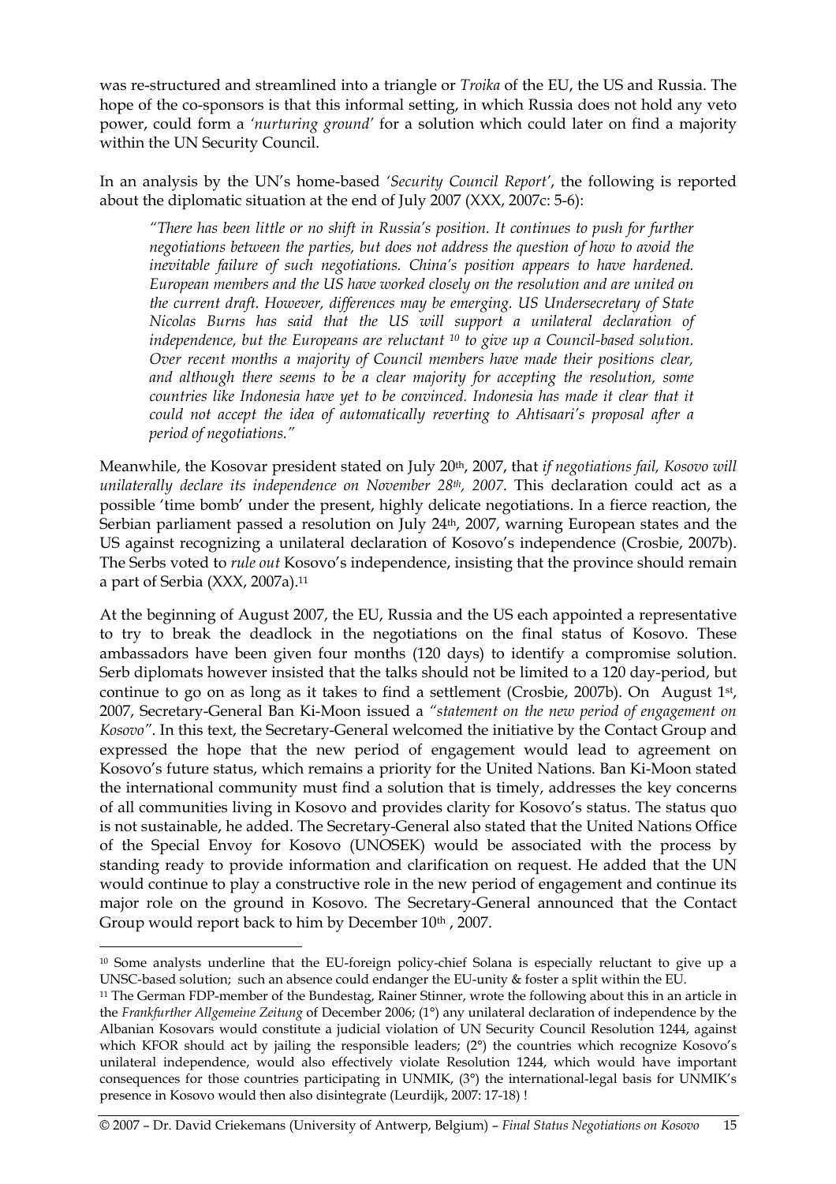was re-structured and streamlined into a triangle or *Troika* of the EU, the US and Russia. The hope of the co-sponsors is that this informal setting, in which Russia does not hold any veto power, could form a *'nurturing ground'* for a solution which could later on find a majority within the UN Security Council.

In an analysis by the UN's home-based *'Security Council Report'*, the following is reported about the diplomatic situation at the end of July 2007 (XXX, 2007c: 5-6):

> *"There has been little or no shift in Russia's position. It continues to push for further negotiations between the parties, but does not address the question of how to avoid the inevitable failure of such negotiations. China's position appears to have hardened. European members and the US have worked closely on the resolution and are united on the current draft. However, differences may be emerging. US Undersecretary of State Nicolas Burns has said that the US will support a unilateral declaration of independence, but the Europeans are reluctant [10] to give up a Council-based solution. Over recent months a majority of Council members have made their positions clear, and although there seems to be a clear majority for accepting the resolution, some countries like Indonesia have yet to be convinced. Indonesia has made it clear that it could not accept the idea of automatically reverting to Ahtisaari's proposal after a period of negotiations."*

Meanwhile, the Kosovar president stated on July 20th, 2007, that *if negotiations fail, Kosovo will unilaterally declare its independence on November 28th, 2007*. This declaration could act as a possible 'time bomb' under the present, highly delicate negotiations. In a fierce reaction, the Serbian parliament passed a resolution on July 24th, 2007, warning European states and the US against recognizing a unilateral declaration of Kosovo's independence (Crosbie, 2007b). The Serbs voted to *rule out* Kosovo's independence, insisting that the province should remain a part of Serbia (XXX, 2007a).[11]

At the beginning of August 2007, the EU, Russia and the US each appointed a representative to try to break the deadlock in the negotiations on the final status of Kosovo. These ambassadors have been given four months (120 days) to identify a compromise solution. Serb diplomats however insisted that the talks should not be limited to a 120 day-period, but continue to go on as long as it takes to find a settlement (Crosbie, 2007b). On August 1st, 2007, Secretary-General Ban Ki-Moon issued a *"statement on the new period of engagement on Kosovo"*. In this text, the Secretary-General welcomed the initiative by the Contact Group and expressed the hope that the new period of engagement would lead to agreement on Kosovo's future status, which remains a priority for the United Nations. Ban Ki-Moon stated the international community must find a solution that is timely, addresses the key concerns of all communities living in Kosovo and provides clarity for Kosovo's status. The status quo is not sustainable, he added. The Secretary-General also stated that the United Nations Office of the Special Envoy for Kosovo (UNOSEK) would be associated with the process by standing ready to provide information and clarification on request. He added that the UN would continue to play a constructive role in the new period of engagement and continue its major role on the ground in Kosovo. The Secretary-General announced that the Contact Group would report back to him by December 10th , 2007.

---

[10] Some analysts underline that the EU-foreign policy-chief Solana is especially reluctant to give up a UNSC-based solution; such an absence could endanger the EU-unity & foster a split within the EU.

[11] The German FDP-member of the Bundestag, Rainer Stinner, wrote the following about this in an article in the *Frankfurther Allgemeine Zeitung* of December 2006; (1°) any unilateral declaration of independence by the Albanian Kosovars would constitute a judicial violation of UN Security Council Resolution 1244, against which KFOR should act by jailing the responsible leaders; (2°) the countries which recognize Kosovo's unilateral independence, would also effectively violate Resolution 1244, which would have important consequences for those countries participating in UNMIK, (3°) the international-legal basis for UNMIK's presence in Kosovo would then also disintegrate (Leurdijk, 2007: 17-18) !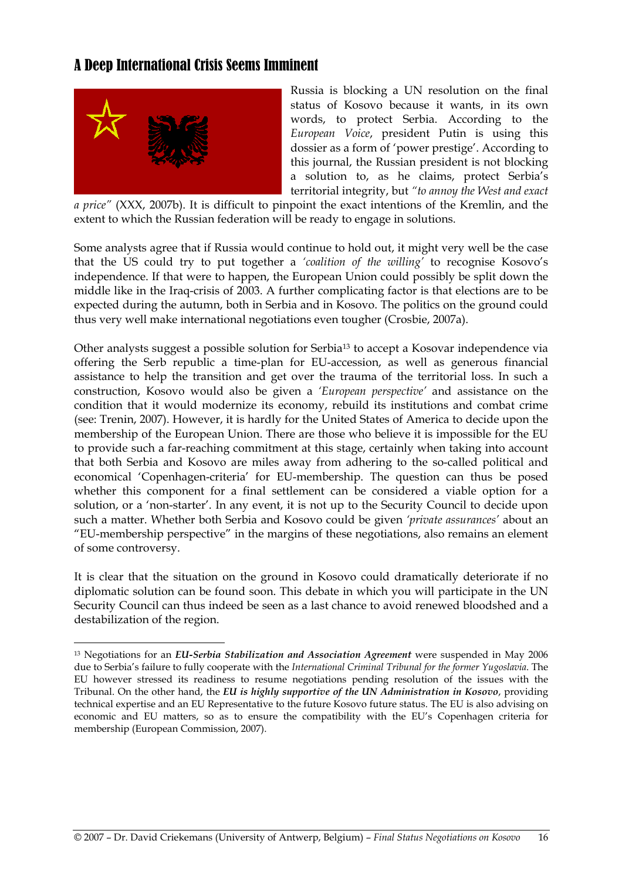## A Deep International Crisis Seems Imminent

Russia is blocking a UN resolution on the final status of Kosovo because it wants, in its own words, to protect Serbia. According to the *European Voice*, president Putin is using this dossier as a form of 'power prestige'. According to this journal, the Russian president is not blocking a solution to, as he claims, protect Serbia's territorial integrity, but *"to annoy the West and exact a price"* (XXX, 2007b). It is difficult to pinpoint the exact intentions of the Kremlin, and the extent to which the Russian federation will be ready to engage in solutions.

Some analysts agree that if Russia would continue to hold out, it might very well be the case that the US could try to put together a *'coalition of the willing'* to recognise Kosovo's independence. If that were to happen, the European Union could possibly be split down the middle like in the Iraq-crisis of 2003. A further complicating factor is that elections are to be expected during the autumn, both in Serbia and in Kosovo. The politics on the ground could thus very well make international negotiations even tougher (Crosbie, 2007a).

Other analysts suggest a possible solution for Serbia[13] to accept a Kosovar independence via offering the Serb republic a time-plan for EU-accession, as well as generous financial assistance to help the transition and get over the trauma of the territorial loss. In such a construction, Kosovo would also be given a *'European perspective'* and assistance on the condition that it would modernize its economy, rebuild its institutions and combat crime (see: Trenin, 2007). However, it is hardly for the United States of America to decide upon the membership of the European Union. There are those who believe it is impossible for the EU to provide such a far-reaching commitment at this stage, certainly when taking into account that both Serbia and Kosovo are miles away from adhering to the so-called political and economical 'Copenhagen-criteria' for EU-membership. The question can thus be posed whether this component for a final settlement can be considered a viable option for a solution, or a 'non-starter'. In any event, it is not up to the Security Council to decide upon such a matter. Whether both Serbia and Kosovo could be given *'private assurances'* about an "EU-membership perspective" in the margins of these negotiations, also remains an element of some controversy.

It is clear that the situation on the ground in Kosovo could dramatically deteriorate if no diplomatic solution can be found soon. This debate in which you will participate in the UN Security Council can thus indeed be seen as a last chance to avoid renewed bloodshed and a destabilization of the region.

---

[13] Negotiations for an ***EU-Serbia Stabilization and Association Agreement*** were suspended in May 2006 due to Serbia's failure to fully cooperate with the *International Criminal Tribunal for the former Yugoslavia*. The EU however stressed its readiness to resume negotiations pending resolution of the issues with the Tribunal. On the other hand, the ***EU is highly supportive of the UN Administration in Kosovo***, providing technical expertise and an EU Representative to the future Kosovo future status. The EU is also advising on economic and EU matters, so as to ensure the compatibility with the EU's Copenhagen criteria for membership (European Commission, 2007).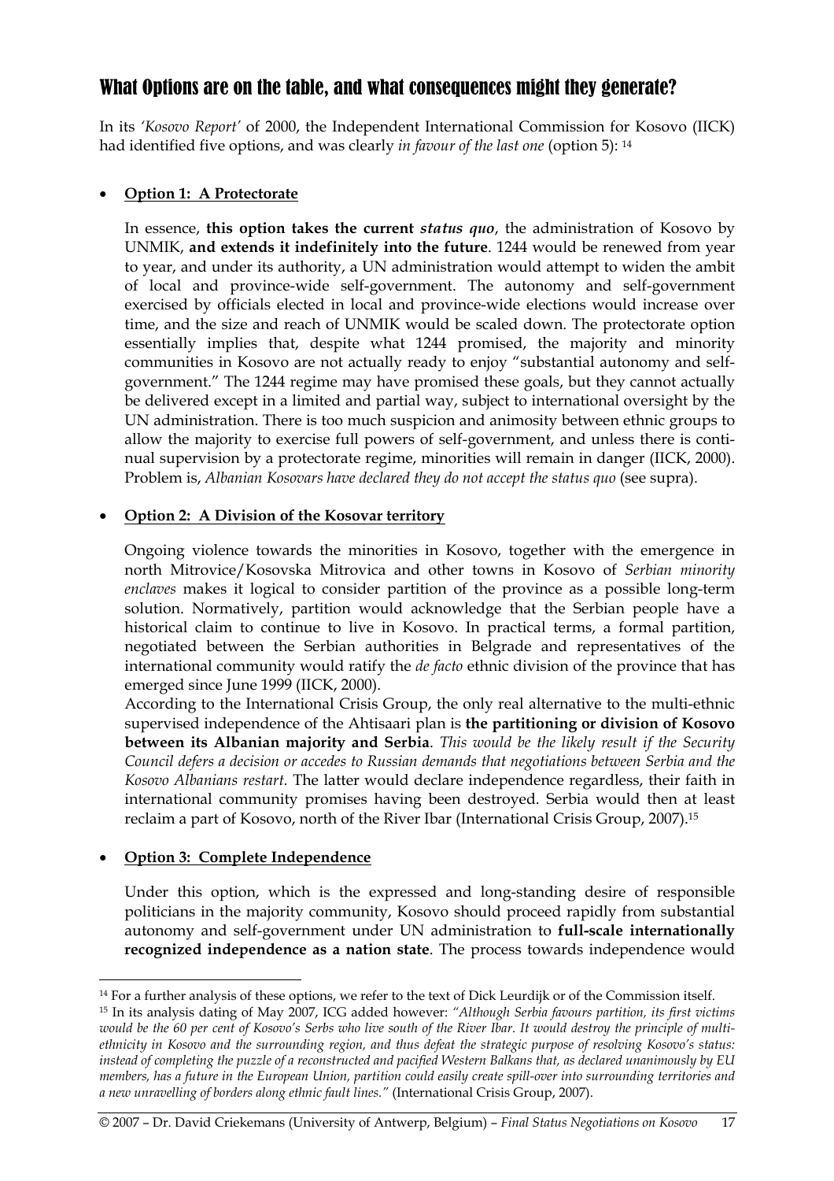## What Options are on the table, and what consequences might they generate?

In its *'Kosovo Report'* of 2000, the Independent International Commission for Kosovo (IICK) had identified five options, and was clearly *in favour of the last one* (option 5): [14]

- **Option 1: A Protectorate**

  In essence, **this option takes the current *status quo***, the administration of Kosovo by UNMIK, **and extends it indefinitely into the future**. 1244 would be renewed from year to year, and under its authority, a UN administration would attempt to widen the ambit of local and province-wide self-government. The autonomy and self-government exercised by officials elected in local and province-wide elections would increase over time, and the size and reach of UNMIK would be scaled down. The protectorate option essentially implies that, despite what 1244 promised, the majority and minority communities in Kosovo are not actually ready to enjoy "substantial autonomy and self-government." The 1244 regime may have promised these goals, but they cannot actually be delivered except in a limited and partial way, subject to international oversight by the UN administration. There is too much suspicion and animosity between ethnic groups to allow the majority to exercise full powers of self-government, and unless there is continual supervision by a protectorate regime, minorities will remain in danger (IICK, 2000). Problem is, *Albanian Kosovars have declared they do not accept the status quo* (see supra).

- **Option 2: A Division of the Kosovar territory**

  Ongoing violence towards the minorities in Kosovo, together with the emergence in north Mitrovice/Kosovska Mitrovica and other towns in Kosovo of *Serbian minority enclaves* makes it logical to consider partition of the province as a possible long-term solution. Normatively, partition would acknowledge that the Serbian people have a historical claim to continue to live in Kosovo. In practical terms, a formal partition, negotiated between the Serbian authorities in Belgrade and representatives of the international community would ratify the *de facto* ethnic division of the province that has emerged since June 1999 (IICK, 2000).

  According to the International Crisis Group, the only real alternative to the multi-ethnic supervised independence of the Ahtisaari plan is **the partitioning or division of Kosovo between its Albanian majority and Serbia**. *This would be the likely result if the Security Council defers a decision or accedes to Russian demands that negotiations between Serbia and the Kosovo Albanians restart.* The latter would declare independence regardless, their faith in international community promises having been destroyed. Serbia would then at least reclaim a part of Kosovo, north of the River Ibar (International Crisis Group, 2007).[15]

- **Option 3: Complete Independence**

  Under this option, which is the expressed and long-standing desire of responsible politicians in the majority community, Kosovo should proceed rapidly from substantial autonomy and self-government under UN administration to **full-scale internationally recognized independence as a nation state**. The process towards independence would

---

[14] For a further analysis of these options, we refer to the text of Dick Leurdijk or of the Commission itself.

[15] In its analysis dating of May 2007, ICG added however: *"Although Serbia favours partition, its first victims would be the 60 per cent of Kosovo's Serbs who live south of the River Ibar. It would destroy the principle of multi-ethnicity in Kosovo and the surrounding region, and thus defeat the strategic purpose of resolving Kosovo's status: instead of completing the puzzle of a reconstructed and pacified Western Balkans that, as declared unanimously by EU members, has a future in the European Union, partition could easily create spill-over into surrounding territories and a new unravelling of borders along ethnic fault lines."* (International Crisis Group, 2007).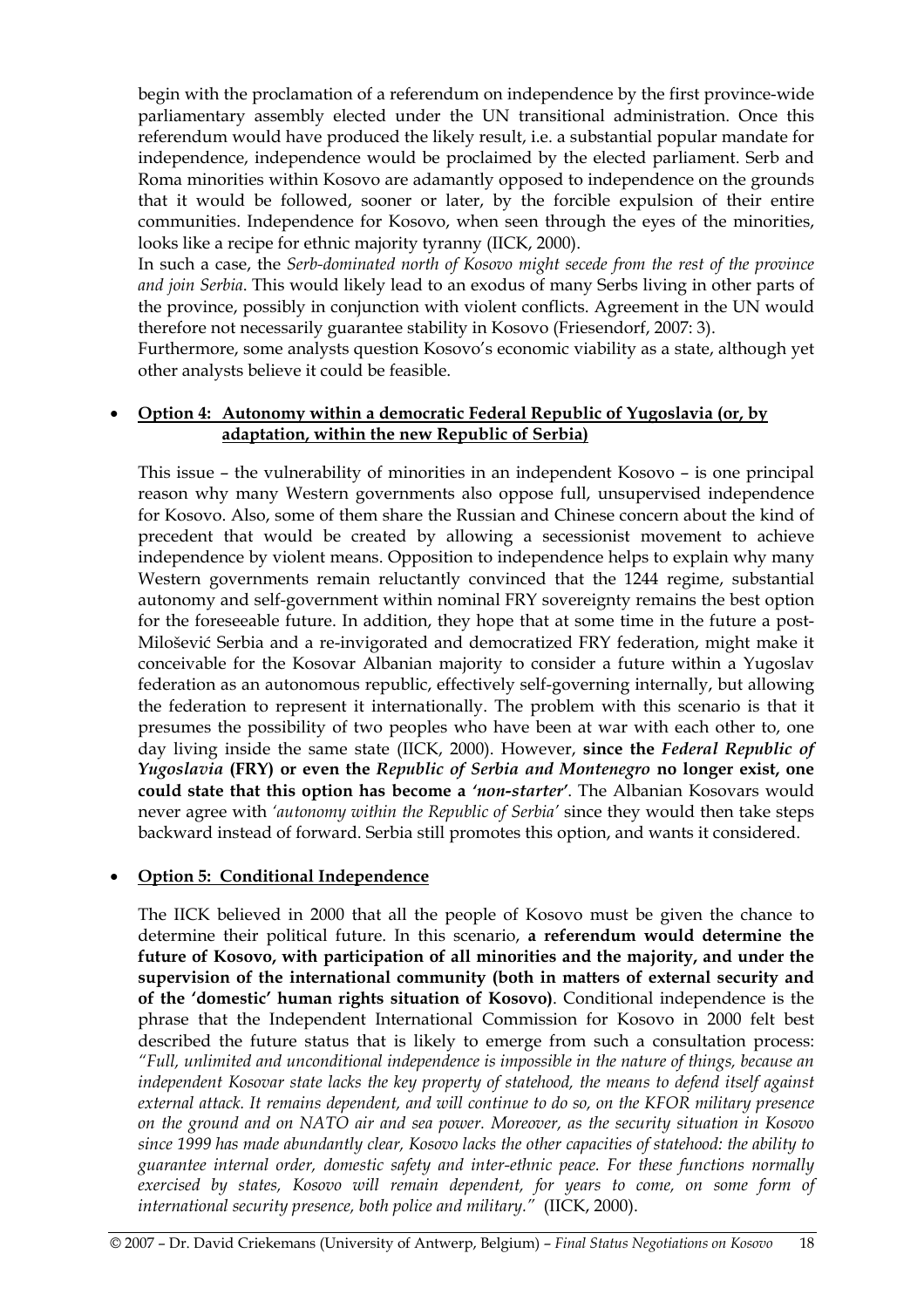begin with the proclamation of a referendum on independence by the first province-wide parliamentary assembly elected under the UN transitional administration. Once this referendum would have produced the likely result, i.e. a substantial popular mandate for independence, independence would be proclaimed by the elected parliament. Serb and Roma minorities within Kosovo are adamantly opposed to independence on the grounds that it would be followed, sooner or later, by the forcible expulsion of their entire communities. Independence for Kosovo, when seen through the eyes of the minorities, looks like a recipe for ethnic majority tyranny (IICK, 2000).

In such a case, the *Serb-dominated north of Kosovo might secede from the rest of the province and join Serbia*. This would likely lead to an exodus of many Serbs living in other parts of the province, possibly in conjunction with violent conflicts. Agreement in the UN would therefore not necessarily guarantee stability in Kosovo (Friesendorf, 2007: 3).

Furthermore, some analysts question Kosovo's economic viability as a state, although yet other analysts believe it could be feasible.

- **Option 4: Autonomy within a democratic Federal Republic of Yugoslavia (or, by adaptation, within the new Republic of Serbia)**

This issue – the vulnerability of minorities in an independent Kosovo – is one principal reason why many Western governments also oppose full, unsupervised independence for Kosovo. Also, some of them share the Russian and Chinese concern about the kind of precedent that would be created by allowing a secessionist movement to achieve independence by violent means. Opposition to independence helps to explain why many Western governments remain reluctantly convinced that the 1244 regime, substantial autonomy and self-government within nominal FRY sovereignty remains the best option for the foreseeable future. In addition, they hope that at some time in the future a post-Milošević Serbia and a re-invigorated and democratized FRY federation, might make it conceivable for the Kosovar Albanian majority to consider a future within a Yugoslav federation as an autonomous republic, effectively self-governing internally, but allowing the federation to represent it internationally. The problem with this scenario is that it presumes the possibility of two peoples who have been at war with each other to, one day living inside the same state (IICK, 2000). However, **since the *Federal Republic of Yugoslavia* (FRY) or even the *Republic of Serbia and Montenegro* no longer exist, one could state that this option has become a *'non-starter'***. The Albanian Kosovars would never agree with *'autonomy within the Republic of Serbia'* since they would then take steps backward instead of forward. Serbia still promotes this option, and wants it considered.

- **Option 5: Conditional Independence**

The IICK believed in 2000 that all the people of Kosovo must be given the chance to determine their political future. In this scenario, **a referendum would determine the future of Kosovo, with participation of all minorities and the majority, and under the supervision of the international community (both in matters of external security and of the 'domestic' human rights situation of Kosovo)**. Conditional independence is the phrase that the Independent International Commission for Kosovo in 2000 felt best described the future status that is likely to emerge from such a consultation process: *"Full, unlimited and unconditional independence is impossible in the nature of things, because an independent Kosovar state lacks the key property of statehood, the means to defend itself against external attack. It remains dependent, and will continue to do so, on the KFOR military presence on the ground and on NATO air and sea power. Moreover, as the security situation in Kosovo since 1999 has made abundantly clear, Kosovo lacks the other capacities of statehood: the ability to guarantee internal order, domestic safety and inter-ethnic peace. For these functions normally exercised by states, Kosovo will remain dependent, for years to come, on some form of international security presence, both police and military."* (IICK, 2000).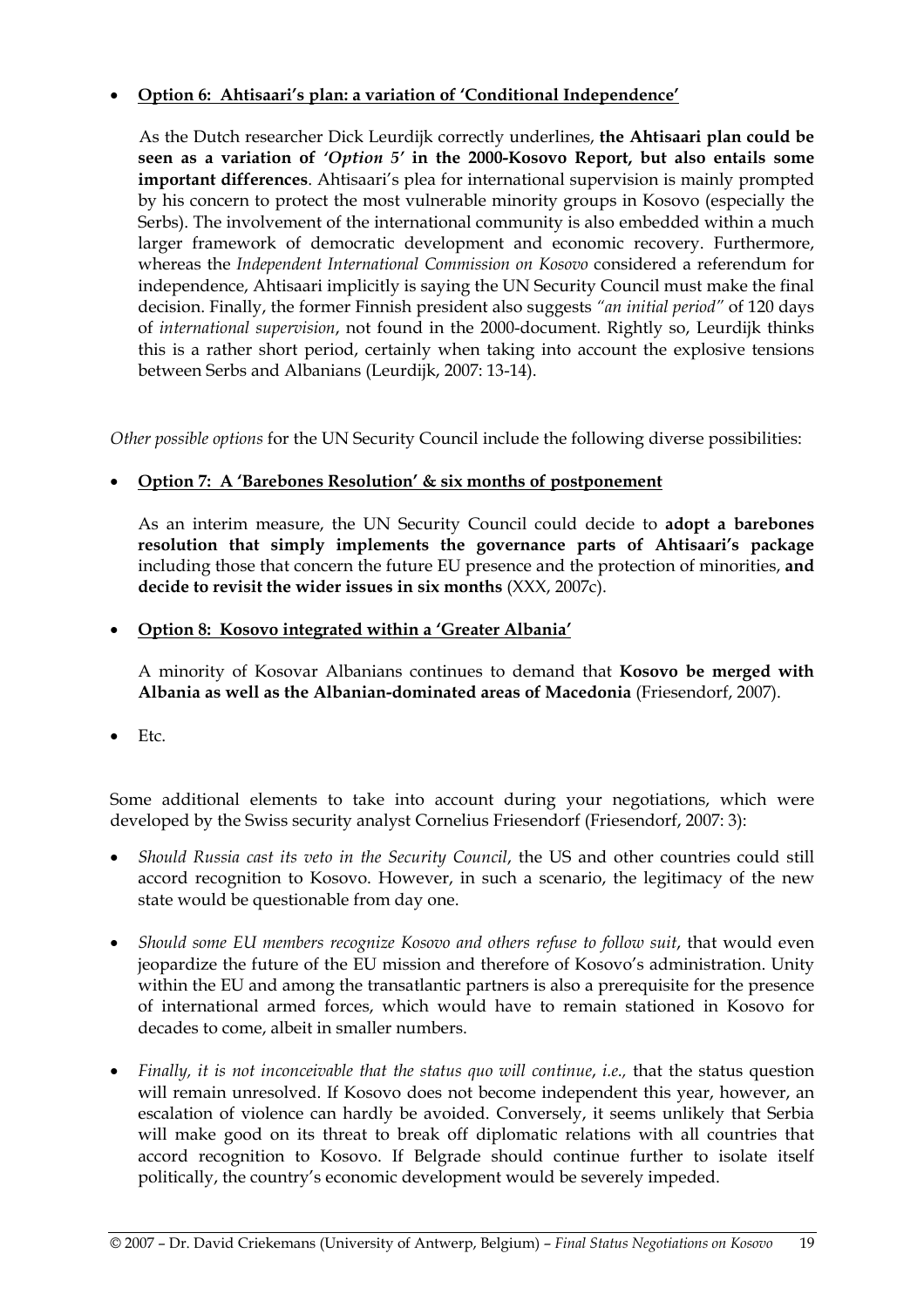- **Option 6: Ahtisaari's plan: a variation of 'Conditional Independence'**

  As the Dutch researcher Dick Leurdijk correctly underlines, **the Ahtisaari plan could be seen as a variation of *'Option 5'* in the 2000-Kosovo Report, but also entails some important differences**. Ahtisaari's plea for international supervision is mainly prompted by his concern to protect the most vulnerable minority groups in Kosovo (especially the Serbs). The involvement of the international community is also embedded within a much larger framework of democratic development and economic recovery. Furthermore, whereas the *Independent International Commission on Kosovo* considered a referendum for independence, Ahtisaari implicitly is saying the UN Security Council must make the final decision. Finally, the former Finnish president also suggests *"an initial period"* of 120 days of *international supervision*, not found in the 2000-document. Rightly so, Leurdijk thinks this is a rather short period, certainly when taking into account the explosive tensions between Serbs and Albanians (Leurdijk, 2007: 13-14).

*Other possible options* for the UN Security Council include the following diverse possibilities:

- **Option 7: A 'Barebones Resolution' & six months of postponement**

  As an interim measure, the UN Security Council could decide to **adopt a barebones resolution that simply implements the governance parts of Ahtisaari's package** including those that concern the future EU presence and the protection of minorities, **and decide to revisit the wider issues in six months** (XXX, 2007c).

- **Option 8: Kosovo integrated within a 'Greater Albania'**

  A minority of Kosovar Albanians continues to demand that **Kosovo be merged with Albania as well as the Albanian-dominated areas of Macedonia** (Friesendorf, 2007).

- Etc.

Some additional elements to take into account during your negotiations, which were developed by the Swiss security analyst Cornelius Friesendorf (Friesendorf, 2007: 3):

- *Should Russia cast its veto in the Security Council*, the US and other countries could still accord recognition to Kosovo. However, in such a scenario, the legitimacy of the new state would be questionable from day one.
- *Should some EU members recognize Kosovo and others refuse to follow suit*, that would even jeopardize the future of the EU mission and therefore of Kosovo's administration. Unity within the EU and among the transatlantic partners is also a prerequisite for the presence of international armed forces, which would have to remain stationed in Kosovo for decades to come, albeit in smaller numbers.
- *Finally, it is not inconceivable that the status quo will continue, i.e.,* that the status question will remain unresolved. If Kosovo does not become independent this year, however, an escalation of violence can hardly be avoided. Conversely, it seems unlikely that Serbia will make good on its threat to break off diplomatic relations with all countries that accord recognition to Kosovo. If Belgrade should continue further to isolate itself politically, the country's economic development would be severely impeded.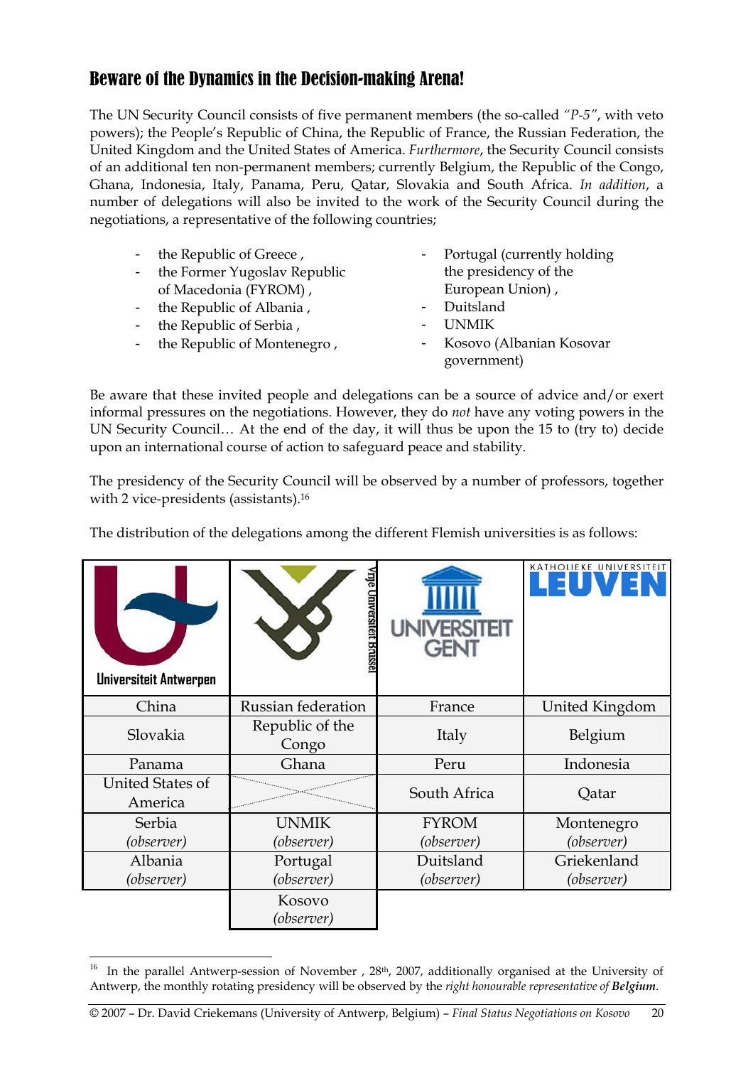## Beware of the Dynamics in the Decision-making Arena!

The UN Security Council consists of five permanent members (the so-called *"P-5"*, with veto powers); the People's Republic of China, the Republic of France, the Russian Federation, the United Kingdom and the United States of America. *Furthermore*, the Security Council consists of an additional ten non-permanent members; currently Belgium, the Republic of the Congo, Ghana, Indonesia, Italy, Panama, Peru, Qatar, Slovakia and South Africa. *In addition*, a number of delegations will also be invited to the work of the Security Council during the negotiations, a representative of the following countries;

- the Republic of Greece ,
- the Former Yugoslav Republic of Macedonia (FYROM) ,
- the Republic of Albania ,
- the Republic of Serbia ,
- the Republic of Montenegro ,
- Portugal (currently holding the presidency of the European Union) ,
- Duitsland
- UNMIK
- Kosovo (Albanian Kosovar government)

Be aware that these invited people and delegations can be a source of advice and/or exert informal pressures on the negotiations. However, they do *not* have any voting powers in the UN Security Council… At the end of the day, it will thus be upon the 15 to (try to) decide upon an international course of action to safeguard peace and stability.

The presidency of the Security Council will be observed by a number of professors, together with 2 vice-presidents (assistants).[16]

The distribution of the delegations among the different Flemish universities is as follows:

| Universiteit Antwerpen | Vrije Universiteit Brussel | Universiteit Gent | Katholieke Universiteit Leuven |
|---|---|---|---|
| China | Russian federation | France | United Kingdom |
| Slovakia | Republic of the Congo | Italy | Belgium |
| Panama | Ghana | Peru | Indonesia |
| United States of America | | South Africa | Qatar |
| Serbia *(observer)* | UNMIK *(observer)* | FYROM *(observer)* | Montenegro *(observer)* |
| Albania *(observer)* | Portugal *(observer)* | Duitsland *(observer)* | Griekenland *(observer)* |
| | Kosovo *(observer)* | | |

[16] In the parallel Antwerp-session of November , 28th, 2007, additionally organised at the University of Antwerp, the monthly rotating presidency will be observed by the *right honourable representative of* ***Belgium***.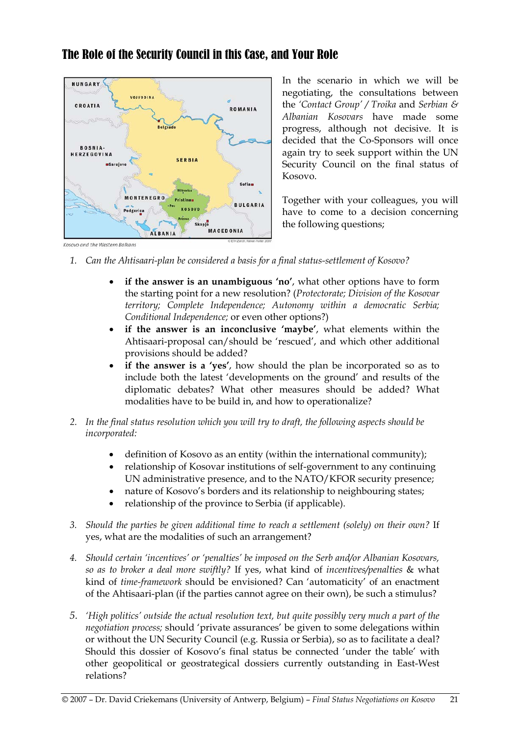## The Role of the Security Council in this Case, and Your Role

Kosovo and the Western Balkans

In the scenario in which we will be negotiating, the consultations between the *'Contact Group' / Troika* and *Serbian & Albanian Kosovars* have made some progress, although not decisive. It is decided that the Co-Sponsors will once again try to seek support within the UN Security Council on the final status of Kosovo.

Together with your colleagues, you will have to come to a decision concerning the following questions;

1. *Can the Ahtisaari-plan be considered a basis for a final status-settlement of Kosovo?*

    - **if the answer is an unambiguous 'no'**, what other options have to form the starting point for a new resolution? (*Protectorate; Division of the Kosovar territory; Complete Independence; Autonomy within a democratic Serbia; Conditional Independence;* or even other options?)
    - **if the answer is an inconclusive 'maybe'**, what elements within the Ahtisaari-proposal can/should be 'rescued', and which other additional provisions should be added?
    - **if the answer is a 'yes'**, how should the plan be incorporated so as to include both the latest 'developments on the ground' and results of the diplomatic debates? What other measures should be added? What modalities have to be build in, and how to operationalize?

2. *In the final status resolution which you will try to draft, the following aspects should be incorporated:*

    - definition of Kosovo as an entity (within the international community);
    - relationship of Kosovar institutions of self-government to any continuing UN administrative presence, and to the NATO/KFOR security presence;
    - nature of Kosovo's borders and its relationship to neighbouring states;
    - relationship of the province to Serbia (if applicable).

3. *Should the parties be given additional time to reach a settlement (solely) on their own?* If yes, what are the modalities of such an arrangement?

4. *Should certain 'incentives' or 'penalties' be imposed on the Serb and/or Albanian Kosovars, so as to broker a deal more swiftly?* If yes, what kind of *incentives/penalties* & what kind of *time-framework* should be envisioned? Can 'automaticity' of an enactment of the Ahtisaari-plan (if the parties cannot agree on their own), be such a stimulus?

5. *'High politics' outside the actual resolution text, but quite possibly very much a part of the negotiation process;* should 'private assurances' be given to some delegations within or without the UN Security Council (e.g. Russia or Serbia), so as to facilitate a deal? Should this dossier of Kosovo's final status be connected 'under the table' with other geopolitical or geostrategical dossiers currently outstanding in East-West relations?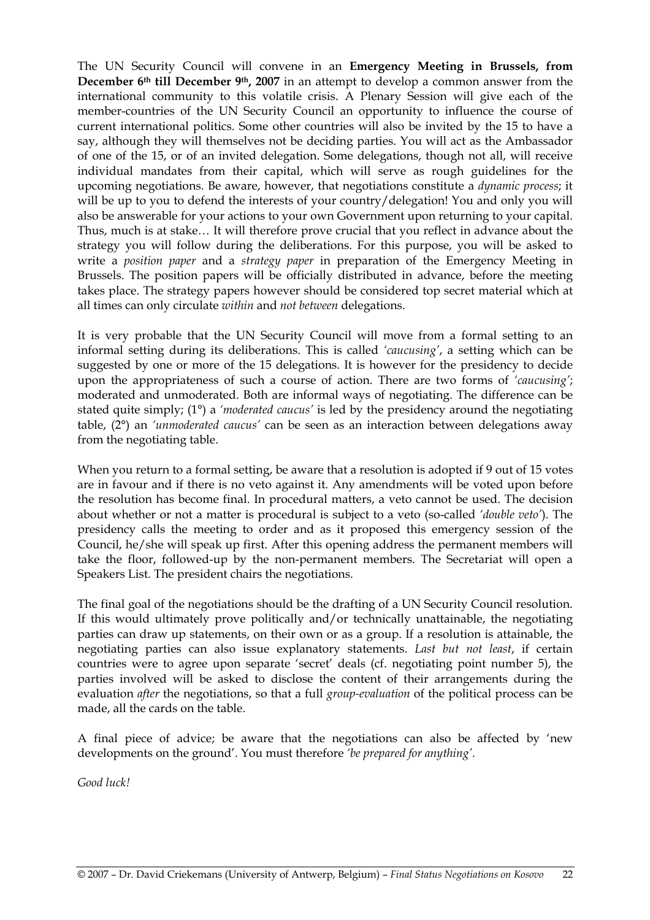The UN Security Council will convene in an **Emergency Meeting in Brussels, from December 6th till December 9th, 2007** in an attempt to develop a common answer from the international community to this volatile crisis. A Plenary Session will give each of the member-countries of the UN Security Council an opportunity to influence the course of current international politics. Some other countries will also be invited by the 15 to have a say, although they will themselves not be deciding parties. You will act as the Ambassador of one of the 15, or of an invited delegation. Some delegations, though not all, will receive individual mandates from their capital, which will serve as rough guidelines for the upcoming negotiations. Be aware, however, that negotiations constitute a *dynamic process*; it will be up to you to defend the interests of your country/delegation! You and only you will also be answerable for your actions to your own Government upon returning to your capital. Thus, much is at stake… It will therefore prove crucial that you reflect in advance about the strategy you will follow during the deliberations. For this purpose, you will be asked to write a *position paper* and a *strategy paper* in preparation of the Emergency Meeting in Brussels. The position papers will be officially distributed in advance, before the meeting takes place. The strategy papers however should be considered top secret material which at all times can only circulate *within* and *not between* delegations.

It is very probable that the UN Security Council will move from a formal setting to an informal setting during its deliberations. This is called *'caucusing'*, a setting which can be suggested by one or more of the 15 delegations. It is however for the presidency to decide upon the appropriateness of such a course of action. There are two forms of *'caucusing'*; moderated and unmoderated. Both are informal ways of negotiating. The difference can be stated quite simply; (1°) a *'moderated caucus'* is led by the presidency around the negotiating table, (2°) an *'unmoderated caucus'* can be seen as an interaction between delegations away from the negotiating table.

When you return to a formal setting, be aware that a resolution is adopted if 9 out of 15 votes are in favour and if there is no veto against it. Any amendments will be voted upon before the resolution has become final. In procedural matters, a veto cannot be used. The decision about whether or not a matter is procedural is subject to a veto (so-called *'double veto'*). The presidency calls the meeting to order and as it proposed this emergency session of the Council, he/she will speak up first. After this opening address the permanent members will take the floor, followed-up by the non-permanent members. The Secretariat will open a Speakers List. The president chairs the negotiations.

The final goal of the negotiations should be the drafting of a UN Security Council resolution. If this would ultimately prove politically and/or technically unattainable, the negotiating parties can draw up statements, on their own or as a group. If a resolution is attainable, the negotiating parties can also issue explanatory statements. *Last but not least*, if certain countries were to agree upon separate 'secret' deals (cf. negotiating point number 5), the parties involved will be asked to disclose the content of their arrangements during the evaluation *after* the negotiations, so that a full *group-evaluation* of the political process can be made, all the cards on the table.

A final piece of advice; be aware that the negotiations can also be affected by 'new developments on the ground'. You must therefore *'be prepared for anything'*.

*Good luck!*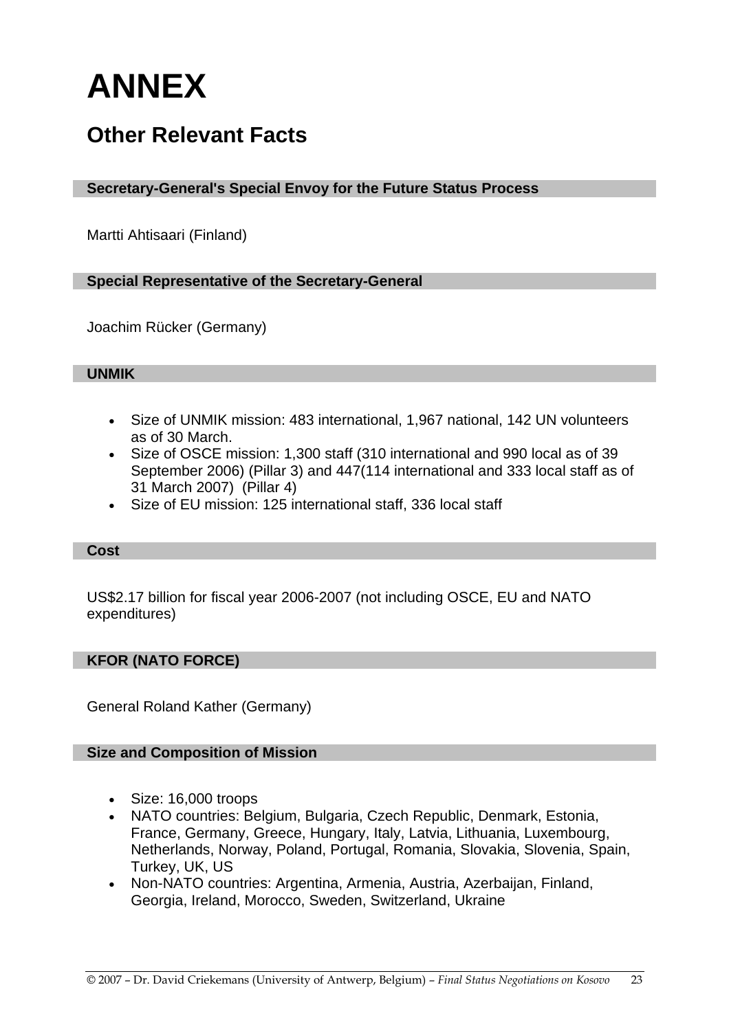# ANNEX

## Other Relevant Facts

### Secretary-General's Special Envoy for the Future Status Process

Martti Ahtisaari (Finland)

### Special Representative of the Secretary-General

Joachim Rücker (Germany)

### UNMIK

- Size of UNMIK mission: 483 international, 1,967 national, 142 UN volunteers as of 30 March.
- Size of OSCE mission: 1,300 staff (310 international and 990 local as of 39 September 2006) (Pillar 3) and 447(114 international and 333 local staff as of 31 March 2007) (Pillar 4)
- Size of EU mission: 125 international staff, 336 local staff

### Cost

US$2.17 billion for fiscal year 2006-2007 (not including OSCE, EU and NATO expenditures)

### KFOR (NATO FORCE)

General Roland Kather (Germany)

### Size and Composition of Mission

- Size: 16,000 troops
- NATO countries: Belgium, Bulgaria, Czech Republic, Denmark, Estonia, France, Germany, Greece, Hungary, Italy, Latvia, Lithuania, Luxembourg, Netherlands, Norway, Poland, Portugal, Romania, Slovakia, Slovenia, Spain, Turkey, UK, US
- Non-NATO countries: Argentina, Armenia, Austria, Azerbaijan, Finland, Georgia, Ireland, Morocco, Sweden, Switzerland, Ukraine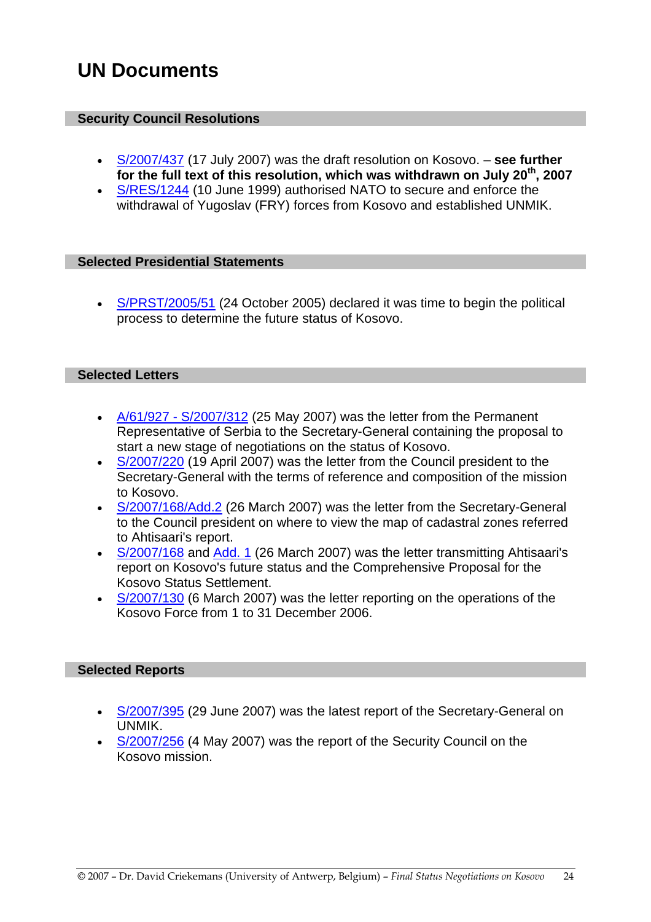# UN Documents

## Security Council Resolutions

- S/2007/437 (17 July 2007) was the draft resolution on Kosovo. – **see further for the full text of this resolution, which was withdrawn on July 20th, 2007**
- S/RES/1244 (10 June 1999) authorised NATO to secure and enforce the withdrawal of Yugoslav (FRY) forces from Kosovo and established UNMIK.

## Selected Presidential Statements

- S/PRST/2005/51 (24 October 2005) declared it was time to begin the political process to determine the future status of Kosovo.

## Selected Letters

- A/61/927 - S/2007/312 (25 May 2007) was the letter from the Permanent Representative of Serbia to the Secretary-General containing the proposal to start a new stage of negotiations on the status of Kosovo.
- S/2007/220 (19 April 2007) was the letter from the Council president to the Secretary-General with the terms of reference and composition of the mission to Kosovo.
- S/2007/168/Add.2 (26 March 2007) was the letter from the Secretary-General to the Council president on where to view the map of cadastral zones referred to Ahtisaari's report.
- S/2007/168 and Add. 1 (26 March 2007) was the letter transmitting Ahtisaari's report on Kosovo's future status and the Comprehensive Proposal for the Kosovo Status Settlement.
- S/2007/130 (6 March 2007) was the letter reporting on the operations of the Kosovo Force from 1 to 31 December 2006.

## Selected Reports

- S/2007/395 (29 June 2007) was the latest report of the Secretary-General on UNMIK.
- S/2007/256 (4 May 2007) was the report of the Security Council on the Kosovo mission.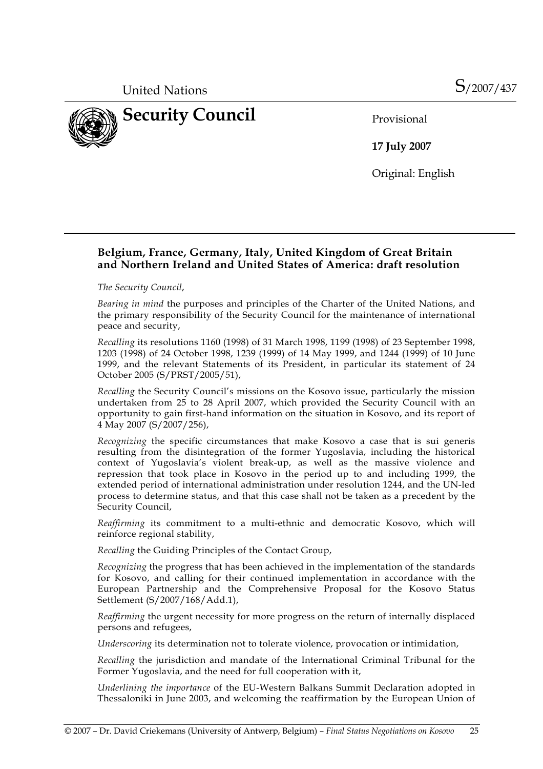United Nations S/2007/437

# Security Council

Provisional

**17 July 2007**

Original: English

---

**Belgium, France, Germany, Italy, United Kingdom of Great Britain and Northern Ireland and United States of America: draft resolution**

*The Security Council*,

*Bearing in mind* the purposes and principles of the Charter of the United Nations, and the primary responsibility of the Security Council for the maintenance of international peace and security,

*Recalling* its resolutions 1160 (1998) of 31 March 1998, 1199 (1998) of 23 September 1998, 1203 (1998) of 24 October 1998, 1239 (1999) of 14 May 1999, and 1244 (1999) of 10 June 1999, and the relevant Statements of its President, in particular its statement of 24 October 2005 (S/PRST/2005/51),

*Recalling* the Security Council's missions on the Kosovo issue, particularly the mission undertaken from 25 to 28 April 2007, which provided the Security Council with an opportunity to gain first-hand information on the situation in Kosovo, and its report of 4 May 2007 (S/2007/256),

*Recognizing* the specific circumstances that make Kosovo a case that is sui generis resulting from the disintegration of the former Yugoslavia, including the historical context of Yugoslavia's violent break-up, as well as the massive violence and repression that took place in Kosovo in the period up to and including 1999, the extended period of international administration under resolution 1244, and the UN-led process to determine status, and that this case shall not be taken as a precedent by the Security Council,

*Reaffirming* its commitment to a multi-ethnic and democratic Kosovo, which will reinforce regional stability,

*Recalling* the Guiding Principles of the Contact Group,

*Recognizing* the progress that has been achieved in the implementation of the standards for Kosovo, and calling for their continued implementation in accordance with the European Partnership and the Comprehensive Proposal for the Kosovo Status Settlement (S/2007/168/Add.1),

*Reaffirming* the urgent necessity for more progress on the return of internally displaced persons and refugees,

*Underscoring* its determination not to tolerate violence, provocation or intimidation,

*Recalling* the jurisdiction and mandate of the International Criminal Tribunal for the Former Yugoslavia, and the need for full cooperation with it,

*Underlining the importance* of the EU-Western Balkans Summit Declaration adopted in Thessaloniki in June 2003, and welcoming the reaffirmation by the European Union of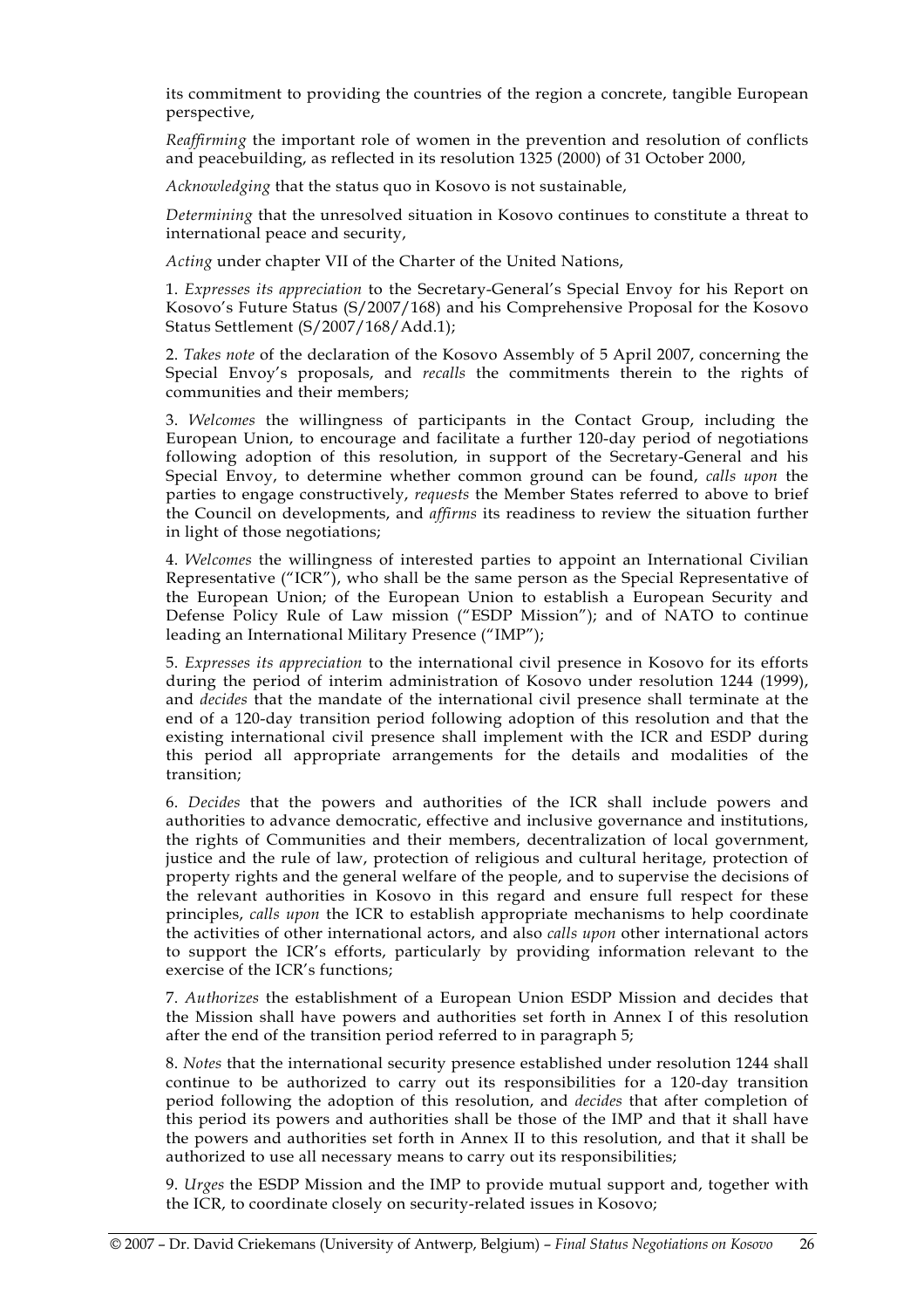its commitment to providing the countries of the region a concrete, tangible European perspective,

*Reaffirming* the important role of women in the prevention and resolution of conflicts and peacebuilding, as reflected in its resolution 1325 (2000) of 31 October 2000,

*Acknowledging* that the status quo in Kosovo is not sustainable,

*Determining* that the unresolved situation in Kosovo continues to constitute a threat to international peace and security,

*Acting* under chapter VII of the Charter of the United Nations,

1. *Expresses its appreciation* to the Secretary-General's Special Envoy for his Report on Kosovo's Future Status (S/2007/168) and his Comprehensive Proposal for the Kosovo Status Settlement (S/2007/168/Add.1);

2. *Takes note* of the declaration of the Kosovo Assembly of 5 April 2007, concerning the Special Envoy's proposals, and *recalls* the commitments therein to the rights of communities and their members;

3. *Welcomes* the willingness of participants in the Contact Group, including the European Union, to encourage and facilitate a further 120-day period of negotiations following adoption of this resolution, in support of the Secretary-General and his Special Envoy, to determine whether common ground can be found, *calls upon* the parties to engage constructively, *requests* the Member States referred to above to brief the Council on developments, and *affirms* its readiness to review the situation further in light of those negotiations;

4. *Welcomes* the willingness of interested parties to appoint an International Civilian Representative ("ICR"), who shall be the same person as the Special Representative of the European Union; of the European Union to establish a European Security and Defense Policy Rule of Law mission ("ESDP Mission"); and of NATO to continue leading an International Military Presence ("IMP");

5. *Expresses its appreciation* to the international civil presence in Kosovo for its efforts during the period of interim administration of Kosovo under resolution 1244 (1999), and *decides* that the mandate of the international civil presence shall terminate at the end of a 120-day transition period following adoption of this resolution and that the existing international civil presence shall implement with the ICR and ESDP during this period all appropriate arrangements for the details and modalities of the transition;

6. *Decides* that the powers and authorities of the ICR shall include powers and authorities to advance democratic, effective and inclusive governance and institutions, the rights of Communities and their members, decentralization of local government, justice and the rule of law, protection of religious and cultural heritage, protection of property rights and the general welfare of the people, and to supervise the decisions of the relevant authorities in Kosovo in this regard and ensure full respect for these principles, *calls upon* the ICR to establish appropriate mechanisms to help coordinate the activities of other international actors, and also *calls upon* other international actors to support the ICR's efforts, particularly by providing information relevant to the exercise of the ICR's functions;

7. *Authorizes* the establishment of a European Union ESDP Mission and decides that the Mission shall have powers and authorities set forth in Annex I of this resolution after the end of the transition period referred to in paragraph 5;

8. *Notes* that the international security presence established under resolution 1244 shall continue to be authorized to carry out its responsibilities for a 120-day transition period following the adoption of this resolution, and *decides* that after completion of this period its powers and authorities shall be those of the IMP and that it shall have the powers and authorities set forth in Annex II to this resolution, and that it shall be authorized to use all necessary means to carry out its responsibilities;

9. *Urges* the ESDP Mission and the IMP to provide mutual support and, together with the ICR, to coordinate closely on security-related issues in Kosovo;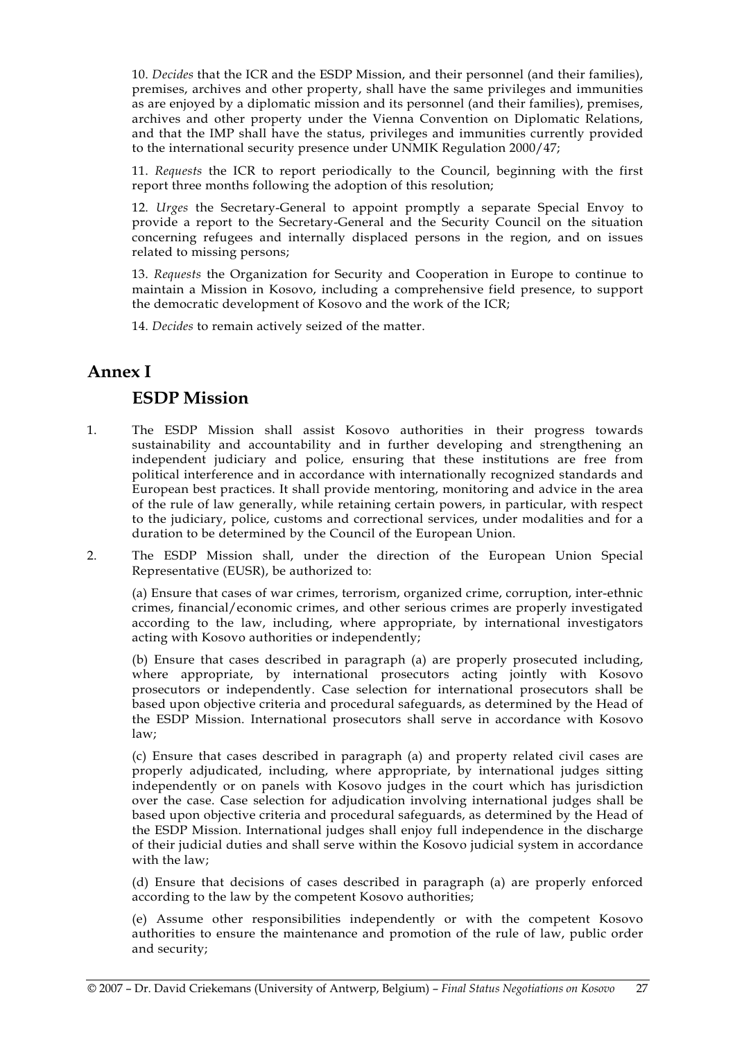10. *Decides* that the ICR and the ESDP Mission, and their personnel (and their families), premises, archives and other property, shall have the same privileges and immunities as are enjoyed by a diplomatic mission and its personnel (and their families), premises, archives and other property under the Vienna Convention on Diplomatic Relations, and that the IMP shall have the status, privileges and immunities currently provided to the international security presence under UNMIK Regulation 2000/47;

11. *Requests* the ICR to report periodically to the Council, beginning with the first report three months following the adoption of this resolution;

12. *Urges* the Secretary-General to appoint promptly a separate Special Envoy to provide a report to the Secretary-General and the Security Council on the situation concerning refugees and internally displaced persons in the region, and on issues related to missing persons;

13. *Requests* the Organization for Security and Cooperation in Europe to continue to maintain a Mission in Kosovo, including a comprehensive field presence, to support the democratic development of Kosovo and the work of the ICR;

14. *Decides* to remain actively seized of the matter.

## Annex I

### ESDP Mission

1. The ESDP Mission shall assist Kosovo authorities in their progress towards sustainability and accountability and in further developing and strengthening an independent judiciary and police, ensuring that these institutions are free from political interference and in accordance with internationally recognized standards and European best practices. It shall provide mentoring, monitoring and advice in the area of the rule of law generally, while retaining certain powers, in particular, with respect to the judiciary, police, customs and correctional services, under modalities and for a duration to be determined by the Council of the European Union.

2. The ESDP Mission shall, under the direction of the European Union Special Representative (EUSR), be authorized to:

   (a) Ensure that cases of war crimes, terrorism, organized crime, corruption, inter-ethnic crimes, financial/economic crimes, and other serious crimes are properly investigated according to the law, including, where appropriate, by international investigators acting with Kosovo authorities or independently;

   (b) Ensure that cases described in paragraph (a) are properly prosecuted including, where appropriate, by international prosecutors acting jointly with Kosovo prosecutors or independently. Case selection for international prosecutors shall be based upon objective criteria and procedural safeguards, as determined by the Head of the ESDP Mission. International prosecutors shall serve in accordance with Kosovo law;

   (c) Ensure that cases described in paragraph (a) and property related civil cases are properly adjudicated, including, where appropriate, by international judges sitting independently or on panels with Kosovo judges in the court which has jurisdiction over the case. Case selection for adjudication involving international judges shall be based upon objective criteria and procedural safeguards, as determined by the Head of the ESDP Mission. International judges shall enjoy full independence in the discharge of their judicial duties and shall serve within the Kosovo judicial system in accordance with the law;

   (d) Ensure that decisions of cases described in paragraph (a) are properly enforced according to the law by the competent Kosovo authorities;

   (e) Assume other responsibilities independently or with the competent Kosovo authorities to ensure the maintenance and promotion of the rule of law, public order and security;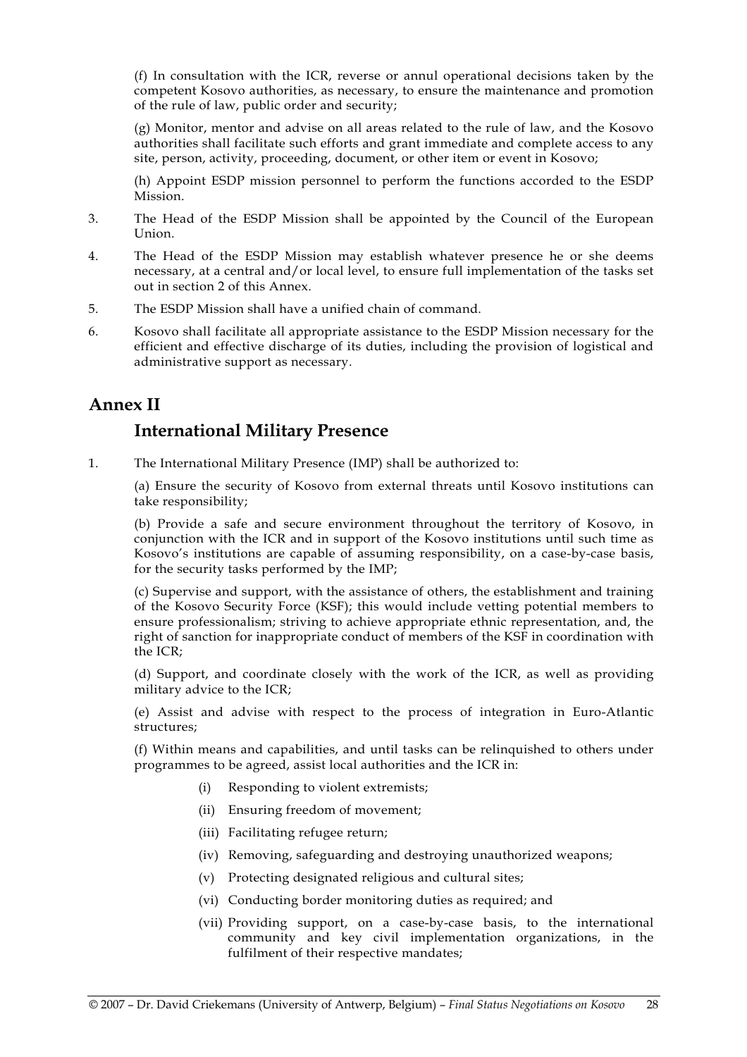(f) In consultation with the ICR, reverse or annul operational decisions taken by the competent Kosovo authorities, as necessary, to ensure the maintenance and promotion of the rule of law, public order and security;

(g) Monitor, mentor and advise on all areas related to the rule of law, and the Kosovo authorities shall facilitate such efforts and grant immediate and complete access to any site, person, activity, proceeding, document, or other item or event in Kosovo;

(h) Appoint ESDP mission personnel to perform the functions accorded to the ESDP Mission.

3. The Head of the ESDP Mission shall be appointed by the Council of the European Union.

4. The Head of the ESDP Mission may establish whatever presence he or she deems necessary, at a central and/or local level, to ensure full implementation of the tasks set out in section 2 of this Annex.

5. The ESDP Mission shall have a unified chain of command.

6. Kosovo shall facilitate all appropriate assistance to the ESDP Mission necessary for the efficient and effective discharge of its duties, including the provision of logistical and administrative support as necessary.

## Annex II

### International Military Presence

1. The International Military Presence (IMP) shall be authorized to:

(a) Ensure the security of Kosovo from external threats until Kosovo institutions can take responsibility;

(b) Provide a safe and secure environment throughout the territory of Kosovo, in conjunction with the ICR and in support of the Kosovo institutions until such time as Kosovo's institutions are capable of assuming responsibility, on a case-by-case basis, for the security tasks performed by the IMP;

(c) Supervise and support, with the assistance of others, the establishment and training of the Kosovo Security Force (KSF); this would include vetting potential members to ensure professionalism; striving to achieve appropriate ethnic representation, and, the right of sanction for inappropriate conduct of members of the KSF in coordination with the ICR;

(d) Support, and coordinate closely with the work of the ICR, as well as providing military advice to the ICR;

(e) Assist and advise with respect to the process of integration in Euro-Atlantic structures;

(f) Within means and capabilities, and until tasks can be relinquished to others under programmes to be agreed, assist local authorities and the ICR in:

- (i) Responding to violent extremists;
- (ii) Ensuring freedom of movement;
- (iii) Facilitating refugee return;
- (iv) Removing, safeguarding and destroying unauthorized weapons;
- (v) Protecting designated religious and cultural sites;
- (vi) Conducting border monitoring duties as required; and
- (vii) Providing support, on a case-by-case basis, to the international community and key civil implementation organizations, in the fulfilment of their respective mandates;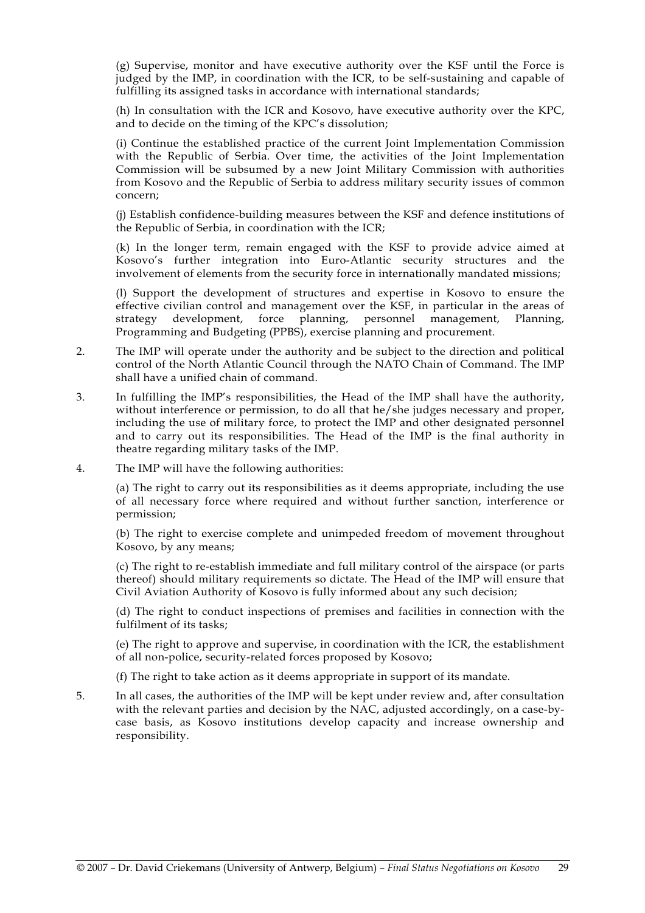(g) Supervise, monitor and have executive authority over the KSF until the Force is judged by the IMP, in coordination with the ICR, to be self-sustaining and capable of fulfilling its assigned tasks in accordance with international standards;

(h) In consultation with the ICR and Kosovo, have executive authority over the KPC, and to decide on the timing of the KPC's dissolution;

(i) Continue the established practice of the current Joint Implementation Commission with the Republic of Serbia. Over time, the activities of the Joint Implementation Commission will be subsumed by a new Joint Military Commission with authorities from Kosovo and the Republic of Serbia to address military security issues of common concern;

(j) Establish confidence-building measures between the KSF and defence institutions of the Republic of Serbia, in coordination with the ICR;

(k) In the longer term, remain engaged with the KSF to provide advice aimed at Kosovo's further integration into Euro-Atlantic security structures and the involvement of elements from the security force in internationally mandated missions;

(l) Support the development of structures and expertise in Kosovo to ensure the effective civilian control and management over the KSF, in particular in the areas of strategy development, force planning, personnel management, Planning, Programming and Budgeting (PPBS), exercise planning and procurement.

2. The IMP will operate under the authority and be subject to the direction and political control of the North Atlantic Council through the NATO Chain of Command. The IMP shall have a unified chain of command.

3. In fulfilling the IMP's responsibilities, the Head of the IMP shall have the authority, without interference or permission, to do all that he/she judges necessary and proper, including the use of military force, to protect the IMP and other designated personnel and to carry out its responsibilities. The Head of the IMP is the final authority in theatre regarding military tasks of the IMP.

4. The IMP will have the following authorities:

   (a) The right to carry out its responsibilities as it deems appropriate, including the use of all necessary force where required and without further sanction, interference or permission;

   (b) The right to exercise complete and unimpeded freedom of movement throughout Kosovo, by any means;

   (c) The right to re-establish immediate and full military control of the airspace (or parts thereof) should military requirements so dictate. The Head of the IMP will ensure that Civil Aviation Authority of Kosovo is fully informed about any such decision;

   (d) The right to conduct inspections of premises and facilities in connection with the fulfilment of its tasks;

   (e) The right to approve and supervise, in coordination with the ICR, the establishment of all non-police, security-related forces proposed by Kosovo;

   (f) The right to take action as it deems appropriate in support of its mandate.

5. In all cases, the authorities of the IMP will be kept under review and, after consultation with the relevant parties and decision by the NAC, adjusted accordingly, on a case-by-case basis, as Kosovo institutions develop capacity and increase ownership and responsibility.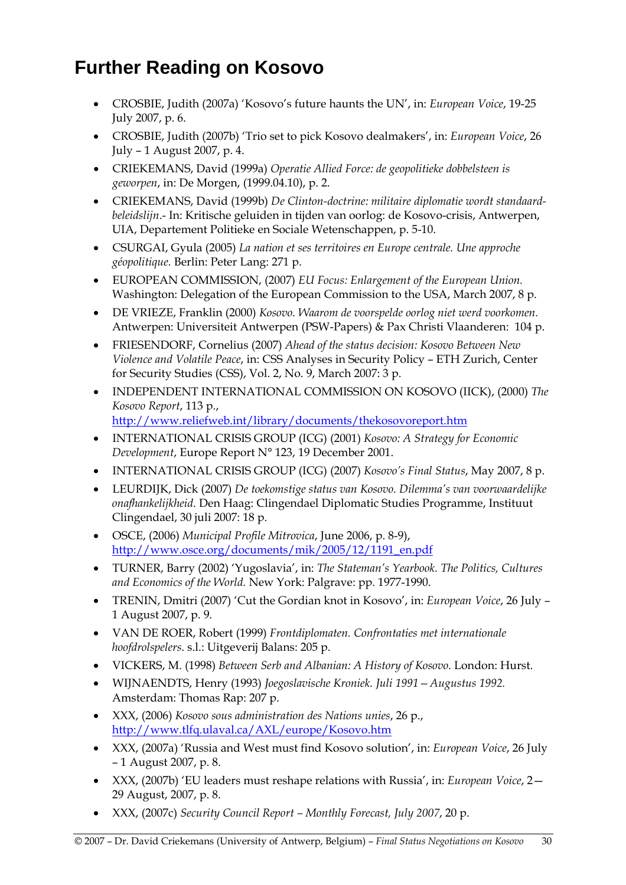# Further Reading on Kosovo

- CROSBIE, Judith (2007a) 'Kosovo's future haunts the UN', in: *European Voice*, 19-25 July 2007, p. 6.
- CROSBIE, Judith (2007b) 'Trio set to pick Kosovo dealmakers', in: *European Voice*, 26 July – 1 August 2007, p. 4.
- CRIEKEMANS, David (1999a) *Operatie Allied Force: de geopolitieke dobbelsteen is geworpen*, in: De Morgen, (1999.04.10), p. 2.
- CRIEKEMANS, David (1999b) *De Clinton-doctrine: militaire diplomatie wordt standaard-beleidslijn*.- In: Kritische geluiden in tijden van oorlog: de Kosovo-crisis, Antwerpen, UIA, Departement Politieke en Sociale Wetenschappen, p. 5-10.
- CSURGAI, Gyula (2005) *La nation et ses territoires en Europe centrale. Une approche géopolitique.* Berlin: Peter Lang: 271 p.
- EUROPEAN COMMISSION, (2007) *EU Focus: Enlargement of the European Union.* Washington: Delegation of the European Commission to the USA, March 2007, 8 p.
- DE VRIEZE, Franklin (2000) *Kosovo. Waarom de voorspelde oorlog niet werd voorkomen.* Antwerpen: Universiteit Antwerpen (PSW-Papers) & Pax Christi Vlaanderen: 104 p.
- FRIESENDORF, Cornelius (2007) *Ahead of the status decision: Kosovo Between New Violence and Volatile Peace*, in: CSS Analyses in Security Policy – ETH Zurich, Center for Security Studies (CSS), Vol. 2, No. 9, March 2007: 3 p.
- INDEPENDENT INTERNATIONAL COMMISSION ON KOSOVO (IICK), (2000) *The Kosovo Report*, 113 p., http://www.reliefweb.int/library/documents/thekosovoreport.htm
- INTERNATIONAL CRISIS GROUP (ICG) (2001) *Kosovo: A Strategy for Economic Development*, Europe Report N° 123, 19 December 2001.
- INTERNATIONAL CRISIS GROUP (ICG) (2007) *Kosovo's Final Status*, May 2007, 8 p.
- LEURDIJK, Dick (2007) *De toekomstige status van Kosovo. Dilemma's van voorwaardelijke onafhankelijkheid*. Den Haag: Clingendael Diplomatic Studies Programme, Instituut Clingendael, 30 juli 2007: 18 p.
- OSCE, (2006) *Municipal Profile Mitrovica*, June 2006, p. 8-9), http://www.osce.org/documents/mik/2005/12/1191_en.pdf
- TURNER, Barry (2002) 'Yugoslavia', in: *The Stateman's Yearbook. The Politics, Cultures and Economics of the World.* New York: Palgrave: pp. 1977-1990.
- TRENIN, Dmitri (2007) 'Cut the Gordian knot in Kosovo', in: *European Voice*, 26 July – 1 August 2007, p. 9.
- VAN DE ROER, Robert (1999) *Frontdiplomaten. Confrontaties met internationale hoofdrolspelers*. s.l.: Uitgeverij Balans: 205 p.
- VICKERS, M. (1998) *Between Serb and Albanian: A History of Kosovo.* London: Hurst.
- WIJNAENDTS, Henry (1993) *Joegoslavische Kroniek. Juli 1991 – Augustus 1992.* Amsterdam: Thomas Rap: 207 p.
- XXX, (2006) *Kosovo sous administration des Nations unies*, 26 p., http://www.tlfq.ulaval.ca/AXL/europe/Kosovo.htm
- XXX, (2007a) 'Russia and West must find Kosovo solution', in: *European Voice*, 26 July – 1 August 2007, p. 8.
- XXX, (2007b) 'EU leaders must reshape relations with Russia', in: *European Voice*, 2 – 29 August, 2007, p. 8.
- XXX, (2007c) *Security Council Report – Monthly Forecast, July 2007*, 20 p.